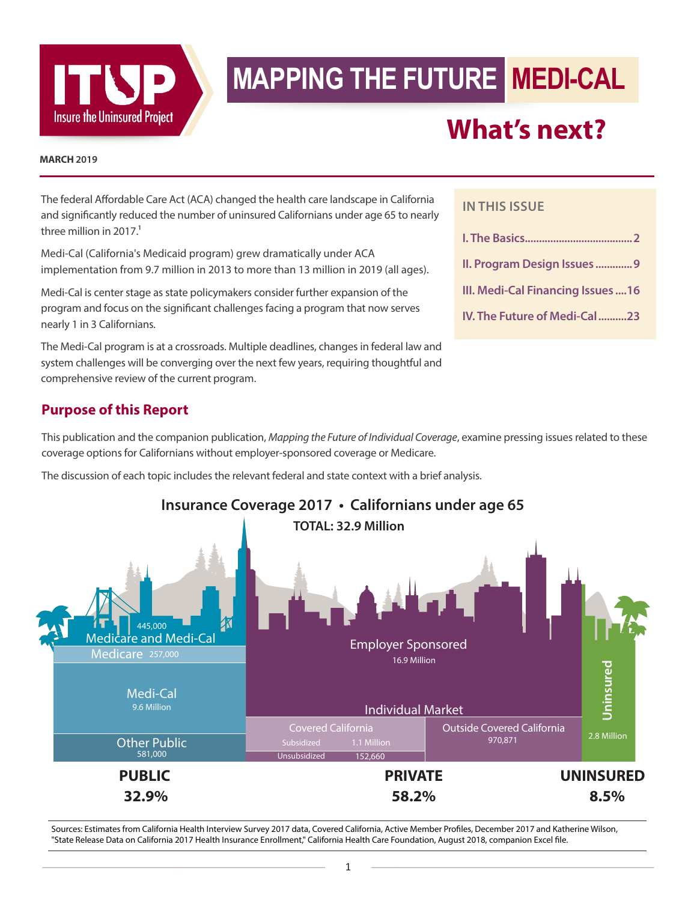# MAPPING THE FUTURE MEDI-CAL

## What's next?

ITUP Insure the Uninsured Project

**MARCH 2019**

The federal Affordable Care Act (ACA) changed the health care landscape in California and significantly reduced the number of uninsured Californians under age 65 to nearly three million in 2017.[1]

Medi-Cal (California's Medicaid program) grew dramatically under ACA implementation from 9.7 million in 2013 to more than 13 million in 2019 (all ages).

Medi-Cal is center stage as state policymakers consider further expansion of the program and focus on the significant challenges facing a program that now serves nearly 1 in 3 Californians.

The Medi-Cal program is at a crossroads. Multiple deadlines, changes in federal law and system challenges will be converging over the next few years, requiring thoughtful and comprehensive review of the current program.

**IN THIS ISSUE**

- I. The Basics....................................2
- II. Program Design Issues .............9
- III. Medi-Cal Financing Issues ....16
- IV. The Future of Medi-Cal ..........23

## Purpose of this Report

This publication and the companion publication, *Mapping the Future of Individual Coverage*, examine pressing issues related to these coverage options for Californians without employer-sponsored coverage or Medicare.

The discussion of each topic includes the relevant federal and state context with a brief analysis.

### Insurance Coverage 2017 • Californians under age 65

**TOTAL: 32.9 Million**

| Category | Type | Enrollment |
|---|---|---|
| PUBLIC 32.9% | Medicare and Medi-Cal | 445,000 |
| | Medicare | 257,000 |
| | Medi-Cal | 9.6 Million |
| | Other Public | 581,000 |
| PRIVATE 58.2% | Employer Sponsored | 16.9 Million |
| | Individual Market – Covered California – Subsidized | 1.1 Million |
| | Individual Market – Covered California – Unsubsidized | 152,660 |
| | Individual Market – Outside Covered California | 970,871 |
| UNINSURED 8.5% | Uninsured | 2.8 Million |

Sources: Estimates from California Health Interview Survey 2017 data, Covered California, Active Member Profiles, December 2017 and Katherine Wilson, "State Release Data on California 2017 Health Insurance Enrollment," California Health Care Foundation, August 2018, companion Excel file.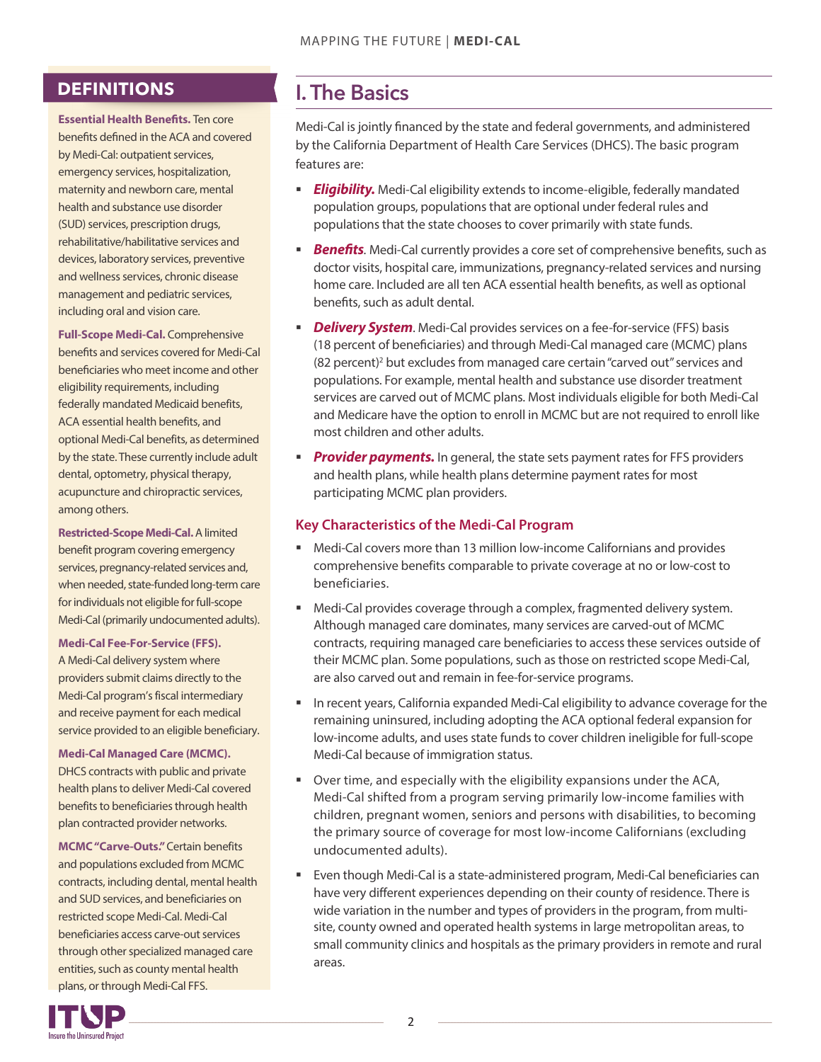## DEFINITIONS

**Essential Health Benefits.** Ten core benefits defined in the ACA and covered by Medi-Cal: outpatient services, emergency services, hospitalization, maternity and newborn care, mental health and substance use disorder (SUD) services, prescription drugs, rehabilitative/habilitative services and devices, laboratory services, preventive and wellness services, chronic disease management and pediatric services, including oral and vision care.

**Full-Scope Medi-Cal.** Comprehensive benefits and services covered for Medi-Cal beneficiaries who meet income and other eligibility requirements, including federally mandated Medicaid benefits, ACA essential health benefits, and optional Medi-Cal benefits, as determined by the state. These currently include adult dental, optometry, physical therapy, acupuncture and chiropractic services, among others.

**Restricted-Scope Medi-Cal.** A limited benefit program covering emergency services, pregnancy-related services and, when needed, state-funded long-term care for individuals not eligible for full-scope Medi-Cal (primarily undocumented adults).

**Medi-Cal Fee-For-Service (FFS).** A Medi-Cal delivery system where providers submit claims directly to the Medi-Cal program's fiscal intermediary and receive payment for each medical service provided to an eligible beneficiary.

**Medi-Cal Managed Care (MCMC).** DHCS contracts with public and private health plans to deliver Medi-Cal covered benefits to beneficiaries through health plan contracted provider networks.

**MCMC "Carve-Outs."** Certain benefits and populations excluded from MCMC contracts, including dental, mental health and SUD services, and beneficiaries on restricted scope Medi-Cal. Medi-Cal beneficiaries access carve-out services through other specialized managed care entities, such as county mental health plans, or through Medi-Cal FFS.

# I. The Basics

Medi-Cal is jointly financed by the state and federal governments, and administered by the California Department of Health Care Services (DHCS). The basic program features are:

- ***Eligibility.*** Medi-Cal eligibility extends to income-eligible, federally mandated population groups, populations that are optional under federal rules and populations that the state chooses to cover primarily with state funds.
- ***Benefits***. Medi-Cal currently provides a core set of comprehensive benefits, such as doctor visits, hospital care, immunizations, pregnancy-related services and nursing home care. Included are all ten ACA essential health benefits, as well as optional benefits, such as adult dental.
- ***Delivery System***. Medi-Cal provides services on a fee-for-service (FFS) basis (18 percent of beneficiaries) and through Medi-Cal managed care (MCMC) plans (82 percent)[2] but excludes from managed care certain "carved out" services and populations. For example, mental health and substance use disorder treatment services are carved out of MCMC plans. Most individuals eligible for both Medi-Cal and Medicare have the option to enroll in MCMC but are not required to enroll like most children and other adults.
- ***Provider payments.*** In general, the state sets payment rates for FFS providers and health plans, while health plans determine payment rates for most participating MCMC plan providers.

### Key Characteristics of the Medi-Cal Program

- Medi-Cal covers more than 13 million low-income Californians and provides comprehensive benefits comparable to private coverage at no or low-cost to beneficiaries.
- Medi-Cal provides coverage through a complex, fragmented delivery system. Although managed care dominates, many services are carved-out of MCMC contracts, requiring managed care beneficiaries to access these services outside of their MCMC plan. Some populations, such as those on restricted scope Medi-Cal, are also carved out and remain in fee-for-service programs.
- In recent years, California expanded Medi-Cal eligibility to advance coverage for the remaining uninsured, including adopting the ACA optional federal expansion for low-income adults, and uses state funds to cover children ineligible for full-scope Medi-Cal because of immigration status.
- Over time, and especially with the eligibility expansions under the ACA, Medi-Cal shifted from a program serving primarily low-income families with children, pregnant women, seniors and persons with disabilities, to becoming the primary source of coverage for most low-income Californians (excluding undocumented adults).
- Even though Medi-Cal is a state-administered program, Medi-Cal beneficiaries can have very different experiences depending on their county of residence. There is wide variation in the number and types of providers in the program, from multi-site, county owned and operated health systems in large metropolitan areas, to small community clinics and hospitals as the primary providers in remote and rural areas.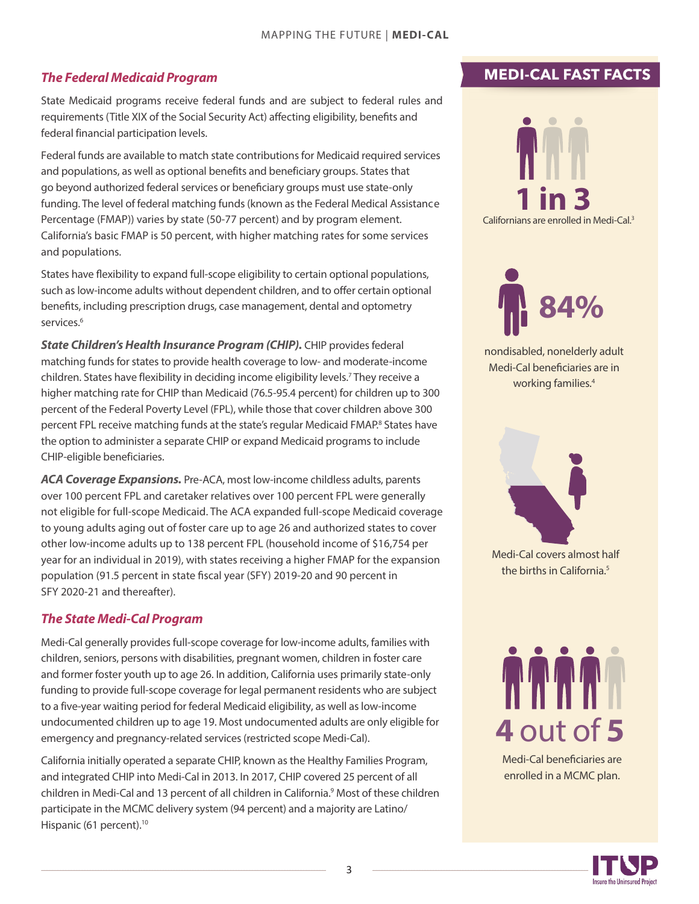## *The Federal Medicaid Program*

State Medicaid programs receive federal funds and are subject to federal rules and requirements (Title XIX of the Social Security Act) affecting eligibility, benefits and federal financial participation levels.

Federal funds are available to match state contributions for Medicaid required services and populations, as well as optional benefits and beneficiary groups. States that go beyond authorized federal services or beneficiary groups must use state-only funding. The level of federal matching funds (known as the Federal Medical Assistance Percentage (FMAP)) varies by state (50-77 percent) and by program element. California's basic FMAP is 50 percent, with higher matching rates for some services and populations.

States have flexibility to expand full-scope eligibility to certain optional populations, such as low-income adults without dependent children, and to offer certain optional benefits, including prescription drugs, case management, dental and optometry services.[6]

***State Children's Health Insurance Program (CHIP).*** CHIP provides federal matching funds for states to provide health coverage to low- and moderate-income children. States have flexibility in deciding income eligibility levels.[7] They receive a higher matching rate for CHIP than Medicaid (76.5-95.4 percent) for children up to 300 percent of the Federal Poverty Level (FPL), while those that cover children above 300 percent FPL receive matching funds at the state's regular Medicaid FMAP.[8] States have the option to administer a separate CHIP or expand Medicaid programs to include CHIP-eligible beneficiaries.

***ACA Coverage Expansions.*** Pre-ACA, most low-income childless adults, parents over 100 percent FPL and caretaker relatives over 100 percent FPL were generally not eligible for full-scope Medicaid. The ACA expanded full-scope Medicaid coverage to young adults aging out of foster care up to age 26 and authorized states to cover other low-income adults up to 138 percent FPL (household income of $16,754 per year for an individual in 2019), with states receiving a higher FMAP for the expansion population (91.5 percent in state fiscal year (SFY) 2019-20 and 90 percent in SFY 2020-21 and thereafter).

## *The State Medi-Cal Program*

Medi-Cal generally provides full-scope coverage for low-income adults, families with children, seniors, persons with disabilities, pregnant women, children in foster care and former foster youth up to age 26. In addition, California uses primarily state-only funding to provide full-scope coverage for legal permanent residents who are subject to a five-year waiting period for federal Medicaid eligibility, as well as low-income undocumented children up to age 19. Most undocumented adults are only eligible for emergency and pregnancy-related services (restricted scope Medi-Cal).

California initially operated a separate CHIP, known as the Healthy Families Program, and integrated CHIP into Medi-Cal in 2013. In 2017, CHIP covered 25 percent of all children in Medi-Cal and 13 percent of all children in California.[9] Most of these children participate in the MCMC delivery system (94 percent) and a majority are Latino/Hispanic (61 percent).[10]

## MEDI-CAL FAST FACTS

**1 in 3** Californians are enrolled in Medi-Cal.[3]

**84%** nondisabled, nonelderly adult Medi-Cal beneficiaries are in working families.[4]

Medi-Cal covers almost half the births in California.[5]

**4** out of **5** Medi-Cal beneficiaries are enrolled in a MCMC plan.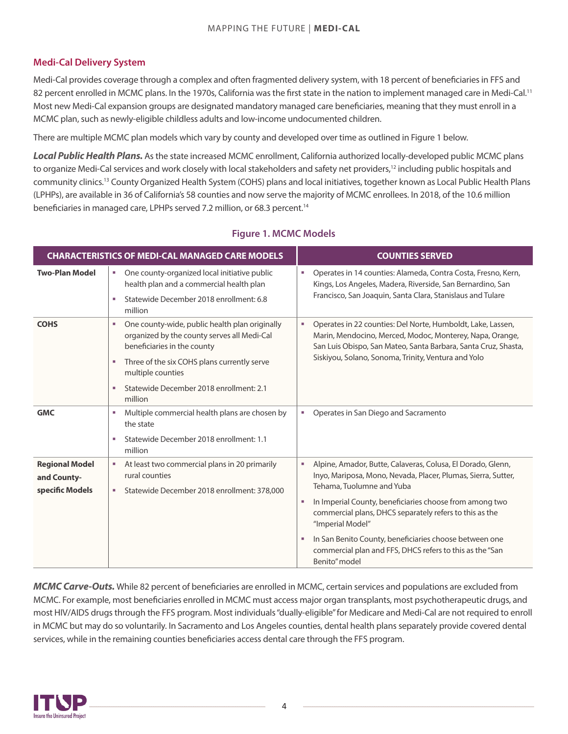### Medi-Cal Delivery System

Medi-Cal provides coverage through a complex and often fragmented delivery system, with 18 percent of beneficiaries in FFS and 82 percent enrolled in MCMC plans. In the 1970s, California was the first state in the nation to implement managed care in Medi-Cal.[11] Most new Medi-Cal expansion groups are designated mandatory managed care beneficiaries, meaning that they must enroll in a MCMC plan, such as newly-eligible childless adults and low-income undocumented children.

There are multiple MCMC plan models which vary by county and developed over time as outlined in Figure 1 below.

***Local Public Health Plans.*** As the state increased MCMC enrollment, California authorized locally-developed public MCMC plans to organize Medi-Cal services and work closely with local stakeholders and safety net providers,[12] including public hospitals and community clinics.[13] County Organized Health System (COHS) plans and local initiatives, together known as Local Public Health Plans (LPHPs), are available in 36 of California's 58 counties and now serve the majority of MCMC enrollees. In 2018, of the 10.6 million beneficiaries in managed care, LPHPs served 7.2 million, or 68.3 percent.[14]

**Figure 1. MCMC Models**

| CHARACTERISTICS OF MEDI-CAL MANAGED CARE MODELS | | COUNTIES SERVED |
|---|---|---|
| **Two-Plan Model** | • One county-organized local initiative public health plan and a commercial health plan<br>• Statewide December 2018 enrollment: 6.8 million | • Operates in 14 counties: Alameda, Contra Costa, Fresno, Kern, Kings, Los Angeles, Madera, Riverside, San Bernardino, San Francisco, San Joaquin, Santa Clara, Stanislaus and Tulare |
| **COHS** | • One county-wide, public health plan originally organized by the county serves all Medi-Cal beneficiaries in the county<br>• Three of the six COHS plans currently serve multiple counties<br>• Statewide December 2018 enrollment: 2.1 million | • Operates in 22 counties: Del Norte, Humboldt, Lake, Lassen, Marin, Mendocino, Merced, Modoc, Monterey, Napa, Orange, San Luis Obispo, San Mateo, Santa Barbara, Santa Cruz, Shasta, Siskiyou, Solano, Sonoma, Trinity, Ventura and Yolo |
| **GMC** | • Multiple commercial health plans are chosen by the state<br>• Statewide December 2018 enrollment: 1.1 million | • Operates in San Diego and Sacramento |
| **Regional Model and County-specific Models** | • At least two commercial plans in 20 primarily rural counties<br>• Statewide December 2018 enrollment: 378,000 | • Alpine, Amador, Butte, Calaveras, Colusa, El Dorado, Glenn, Inyo, Mariposa, Mono, Nevada, Placer, Plumas, Sierra, Sutter, Tehama, Tuolumne and Yuba<br>• In Imperial County, beneficiaries choose from among two commercial plans, DHCS separately refers to this as the "Imperial Model"<br>• In San Benito County, beneficiaries choose between one commercial plan and FFS, DHCS refers to this as the "San Benito" model |

***MCMC Carve-Outs.*** While 82 percent of beneficiaries are enrolled in MCMC, certain services and populations are excluded from MCMC. For example, most beneficiaries enrolled in MCMC must access major organ transplants, most psychotherapeutic drugs, and most HIV/AIDS drugs through the FFS program. Most individuals "dually-eligible" for Medicare and Medi-Cal are not required to enroll in MCMC but may do so voluntarily. In Sacramento and Los Angeles counties, dental health plans separately provide covered dental services, while in the remaining counties beneficiaries access dental care through the FFS program.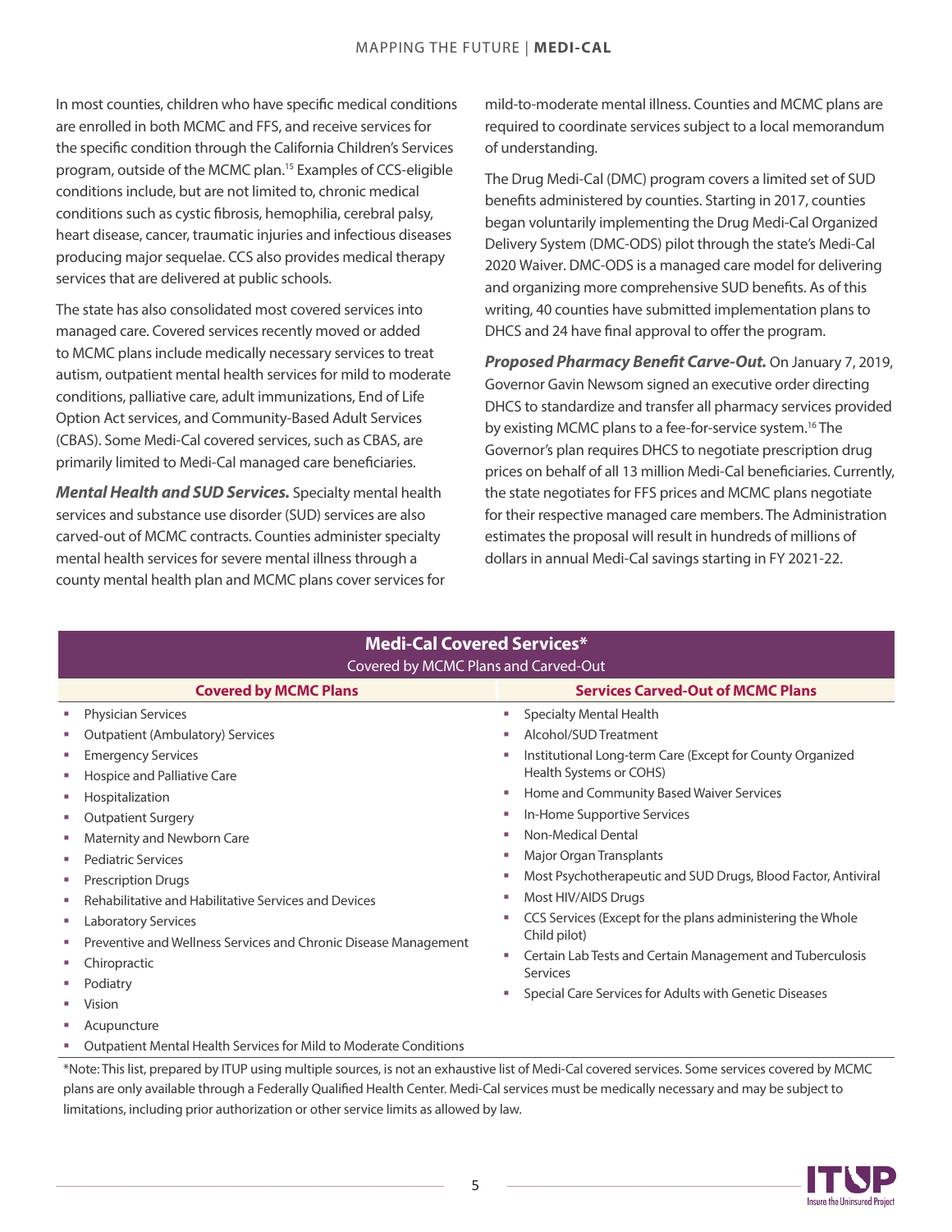In most counties, children who have specific medical conditions are enrolled in both MCMC and FFS, and receive services for the specific condition through the California Children's Services program, outside of the MCMC plan.[15] Examples of CCS-eligible conditions include, but are not limited to, chronic medical conditions such as cystic fibrosis, hemophilia, cerebral palsy, heart disease, cancer, traumatic injuries and infectious diseases producing major sequelae. CCS also provides medical therapy services that are delivered at public schools.

The state has also consolidated most covered services into managed care. Covered services recently moved or added to MCMC plans include medically necessary services to treat autism, outpatient mental health services for mild to moderate conditions, palliative care, adult immunizations, End of Life Option Act services, and Community-Based Adult Services (CBAS). Some Medi-Cal covered services, such as CBAS, are primarily limited to Medi-Cal managed care beneficiaries.

***Mental Health and SUD Services.*** Specialty mental health services and substance use disorder (SUD) services are also carved-out of MCMC contracts. Counties administer specialty mental health services for severe mental illness through a county mental health plan and MCMC plans cover services for mild-to-moderate mental illness. Counties and MCMC plans are required to coordinate services subject to a local memorandum of understanding.

The Drug Medi-Cal (DMC) program covers a limited set of SUD benefits administered by counties. Starting in 2017, counties began voluntarily implementing the Drug Medi-Cal Organized Delivery System (DMC-ODS) pilot through the state's Medi-Cal 2020 Waiver. DMC-ODS is a managed care model for delivering and organizing more comprehensive SUD benefits. As of this writing, 40 counties have submitted implementation plans to DHCS and 24 have final approval to offer the program.

***Proposed Pharmacy Benefit Carve-Out.*** On January 7, 2019, Governor Gavin Newsom signed an executive order directing DHCS to standardize and transfer all pharmacy services provided by existing MCMC plans to a fee-for-service system.[16] The Governor's plan requires DHCS to negotiate prescription drug prices on behalf of all 13 million Medi-Cal beneficiaries. Currently, the state negotiates for FFS prices and MCMC plans negotiate for their respective managed care members. The Administration estimates the proposal will result in hundreds of millions of dollars in annual Medi-Cal savings starting in FY 2021-22.

**Medi-Cal Covered Services***

Covered by MCMC Plans and Carved-Out

| Covered by MCMC Plans | Services Carved-Out of MCMC Plans |
|---|---|
| Physician Services | Specialty Mental Health |
| Outpatient (Ambulatory) Services | Alcohol/SUD Treatment |
| Emergency Services | Institutional Long-term Care (Except for County Organized Health Systems or COHS) |
| Hospice and Palliative Care | Home and Community Based Waiver Services |
| Hospitalization | In-Home Supportive Services |
| Outpatient Surgery | Non-Medical Dental |
| Maternity and Newborn Care | Major Organ Transplants |
| Pediatric Services | Most Psychotherapeutic and SUD Drugs, Blood Factor, Antiviral |
| Prescription Drugs | Most HIV/AIDS Drugs |
| Rehabilitative and Habilitative Services and Devices | CCS Services (Except for the plans administering the Whole Child pilot) |
| Laboratory Services | Certain Lab Tests and Certain Management and Tuberculosis Services |
| Preventive and Wellness Services and Chronic Disease Management | Special Care Services for Adults with Genetic Diseases |
| Chiropractic | |
| Podiatry | |
| Vision | |
| Acupuncture | |
| Outpatient Mental Health Services for Mild to Moderate Conditions | |

*Note: This list, prepared by ITUP using multiple sources, is not an exhaustive list of Medi-Cal covered services. Some services covered by MCMC plans are only available through a Federally Qualified Health Center. Medi-Cal services must be medically necessary and may be subject to limitations, including prior authorization or other service limits as allowed by law.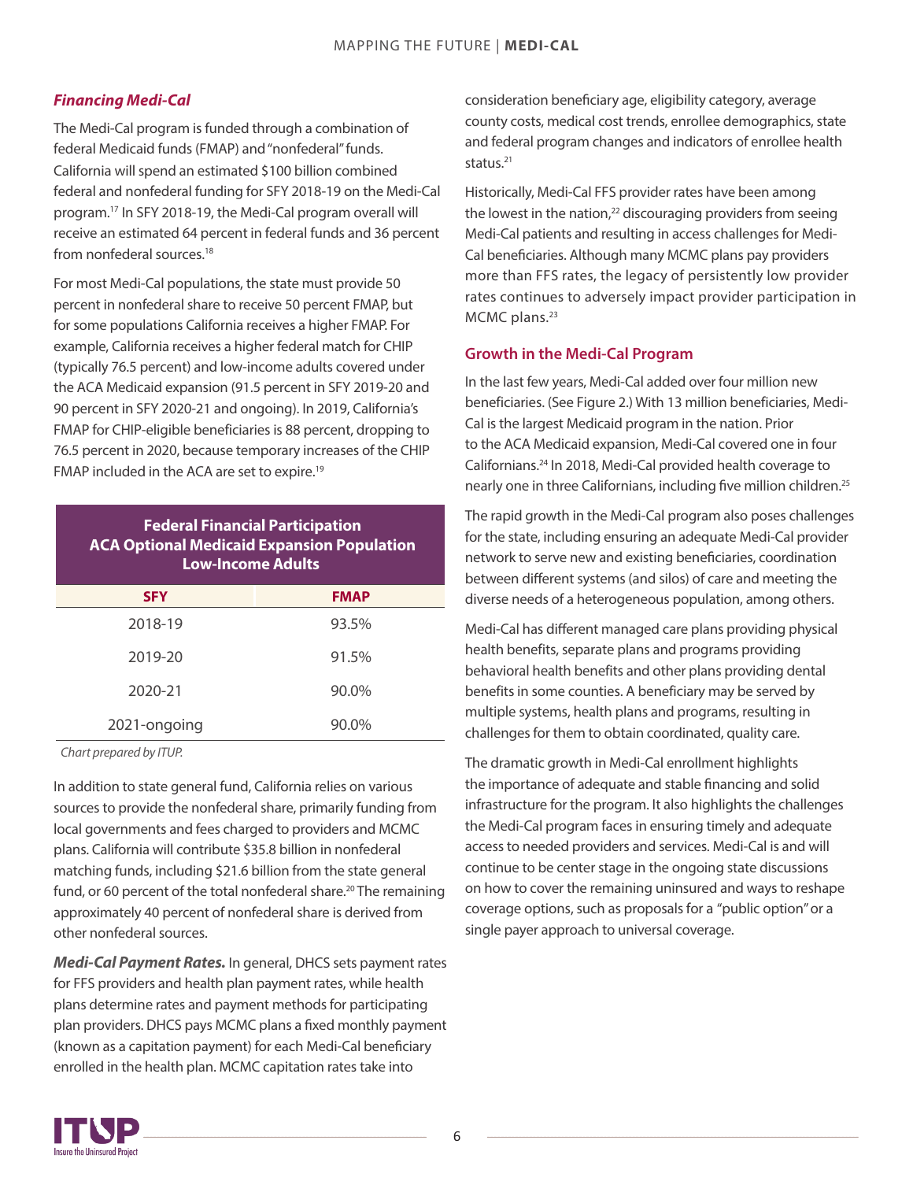### *Financing Medi-Cal*

The Medi-Cal program is funded through a combination of federal Medicaid funds (FMAP) and "nonfederal" funds. California will spend an estimated $100 billion combined federal and nonfederal funding for SFY 2018-19 on the Medi-Cal program.[17] In SFY 2018-19, the Medi-Cal program overall will receive an estimated 64 percent in federal funds and 36 percent from nonfederal sources.[18]

For most Medi-Cal populations, the state must provide 50 percent in nonfederal share to receive 50 percent FMAP, but for some populations California receives a higher FMAP. For example, California receives a higher federal match for CHIP (typically 76.5 percent) and low-income adults covered under the ACA Medicaid expansion (91.5 percent in SFY 2019-20 and 90 percent in SFY 2020-21 and ongoing). In 2019, California's FMAP for CHIP-eligible beneficiaries is 88 percent, dropping to 76.5 percent in 2020, because temporary increases of the CHIP FMAP included in the ACA are set to expire.[19]

**Federal Financial Participation ACA Optional Medicaid Expansion Population Low-Income Adults**

| SFY | FMAP |
|---|---|
| 2018-19 | 93.5% |
| 2019-20 | 91.5% |
| 2020-21 | 90.0% |
| 2021-ongoing | 90.0% |

*Chart prepared by ITUP.*

In addition to state general fund, California relies on various sources to provide the nonfederal share, primarily funding from local governments and fees charged to providers and MCMC plans. California will contribute $35.8 billion in nonfederal matching funds, including $21.6 billion from the state general fund, or 60 percent of the total nonfederal share.[20] The remaining approximately 40 percent of nonfederal share is derived from other nonfederal sources.

***Medi-Cal Payment Rates.*** In general, DHCS sets payment rates for FFS providers and health plan payment rates, while health plans determine rates and payment methods for participating plan providers. DHCS pays MCMC plans a fixed monthly payment (known as a capitation payment) for each Medi-Cal beneficiary enrolled in the health plan. MCMC capitation rates take into consideration beneficiary age, eligibility category, average county costs, medical cost trends, enrollee demographics, state and federal program changes and indicators of enrollee health status.[21]

Historically, Medi-Cal FFS provider rates have been among the lowest in the nation,[22] discouraging providers from seeing Medi-Cal patients and resulting in access challenges for Medi-Cal beneficiaries. Although many MCMC plans pay providers more than FFS rates, the legacy of persistently low provider rates continues to adversely impact provider participation in MCMC plans.[23]

### Growth in the Medi-Cal Program

In the last few years, Medi-Cal added over four million new beneficiaries. (See Figure 2.) With 13 million beneficiaries, Medi-Cal is the largest Medicaid program in the nation. Prior to the ACA Medicaid expansion, Medi-Cal covered one in four Californians.[24] In 2018, Medi-Cal provided health coverage to nearly one in three Californians, including five million children.[25]

The rapid growth in the Medi-Cal program also poses challenges for the state, including ensuring an adequate Medi-Cal provider network to serve new and existing beneficiaries, coordination between different systems (and silos) of care and meeting the diverse needs of a heterogeneous population, among others.

Medi-Cal has different managed care plans providing physical health benefits, separate plans and programs providing behavioral health benefits and other plans providing dental benefits in some counties. A beneficiary may be served by multiple systems, health plans and programs, resulting in challenges for them to obtain coordinated, quality care.

The dramatic growth in Medi-Cal enrollment highlights the importance of adequate and stable financing and solid infrastructure for the program. It also highlights the challenges the Medi-Cal program faces in ensuring timely and adequate access to needed providers and services. Medi-Cal is and will continue to be center stage in the ongoing state discussions on how to cover the remaining uninsured and ways to reshape coverage options, such as proposals for a "public option" or a single payer approach to universal coverage.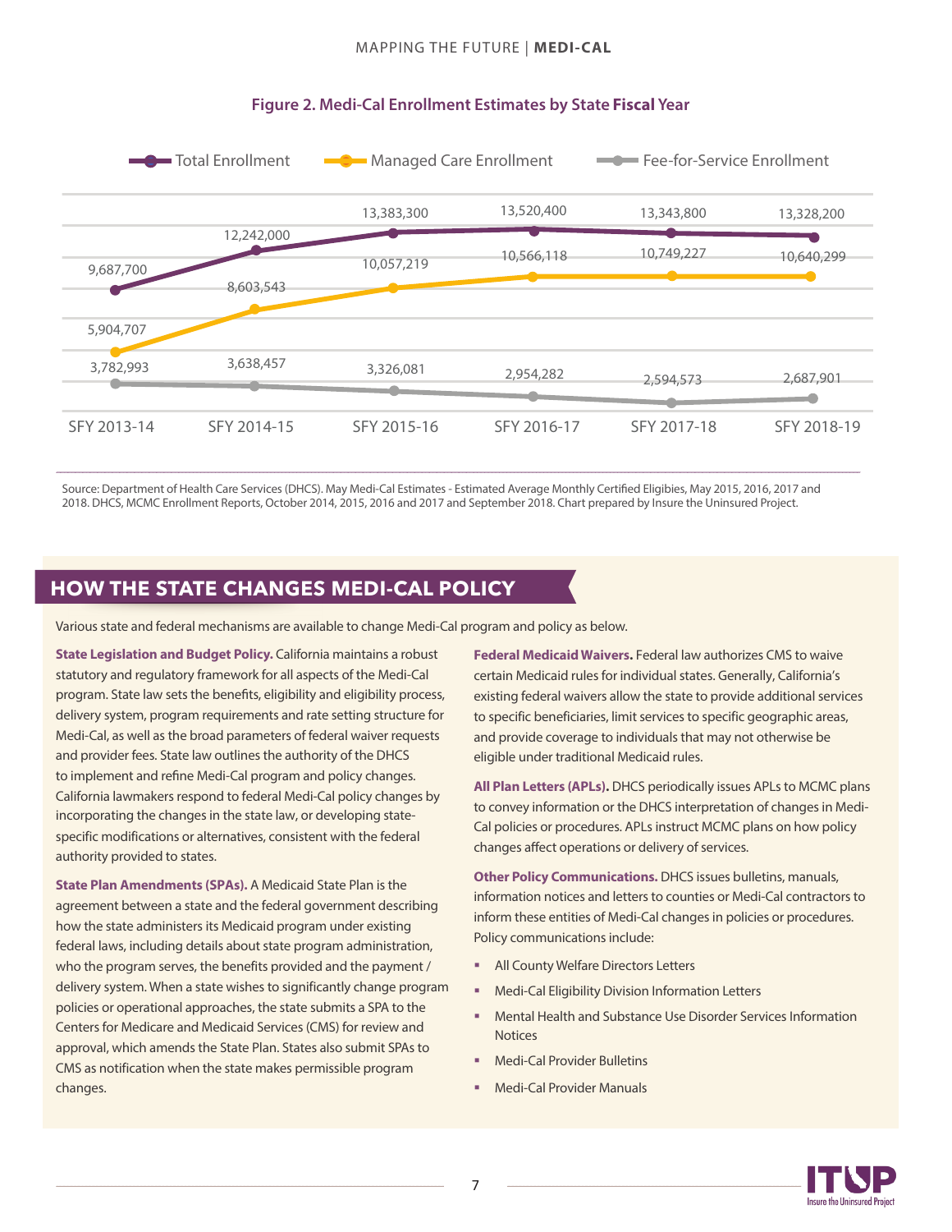**Figure 2. Medi-Cal Enrollment Estimates by State Fiscal Year**

| | SFY 2013-14 | SFY 2014-15 | SFY 2015-16 | SFY 2016-17 | SFY 2017-18 | SFY 2018-19 |
|---|---|---|---|---|---|---|
| Total Enrollment | 9,687,700 | 12,242,000 | 13,383,300 | 13,520,400 | 13,343,800 | 13,328,200 |
| Managed Care Enrollment | 5,904,707 | 8,603,543 | 10,057,219 | 10,566,118 | 10,749,227 | 10,640,299 |
| Fee-for-Service Enrollment | 3,782,993 | 3,638,457 | 3,326,081 | 2,954,282 | 2,594,573 | 2,687,901 |

Source: Department of Health Care Services (DHCS). May Medi-Cal Estimates - Estimated Average Monthly Certified Eligibies, May 2015, 2016, 2017 and 2018. DHCS, MCMC Enrollment Reports, October 2014, 2015, 2016 and 2017 and September 2018. Chart prepared by Insure the Uninsured Project.

## HOW THE STATE CHANGES MEDI-CAL POLICY

Various state and federal mechanisms are available to change Medi-Cal program and policy as below.

**State Legislation and Budget Policy.** California maintains a robust statutory and regulatory framework for all aspects of the Medi-Cal program. State law sets the benefits, eligibility and eligibility process, delivery system, program requirements and rate setting structure for Medi-Cal, as well as the broad parameters of federal waiver requests and provider fees. State law outlines the authority of the DHCS to implement and refine Medi-Cal program and policy changes. California lawmakers respond to federal Medi-Cal policy changes by incorporating the changes in the state law, or developing state-specific modifications or alternatives, consistent with the federal authority provided to states.

**State Plan Amendments (SPAs).** A Medicaid State Plan is the agreement between a state and the federal government describing how the state administers its Medicaid program under existing federal laws, including details about state program administration, who the program serves, the benefits provided and the payment / delivery system. When a state wishes to significantly change program policies or operational approaches, the state submits a SPA to the Centers for Medicare and Medicaid Services (CMS) for review and approval, which amends the State Plan. States also submit SPAs to CMS as notification when the state makes permissible program changes.

**Federal Medicaid Waivers.** Federal law authorizes CMS to waive certain Medicaid rules for individual states. Generally, California's existing federal waivers allow the state to provide additional services to specific beneficiaries, limit services to specific geographic areas, and provide coverage to individuals that may not otherwise be eligible under traditional Medicaid rules.

**All Plan Letters (APLs).** DHCS periodically issues APLs to MCMC plans to convey information or the DHCS interpretation of changes in Medi-Cal policies or procedures. APLs instruct MCMC plans on how policy changes affect operations or delivery of services.

**Other Policy Communications.** DHCS issues bulletins, manuals, information notices and letters to counties or Medi-Cal contractors to inform these entities of Medi-Cal changes in policies or procedures. Policy communications include:

- All County Welfare Directors Letters
- Medi-Cal Eligibility Division Information Letters
- Mental Health and Substance Use Disorder Services Information Notices
- Medi-Cal Provider Bulletins
- Medi-Cal Provider Manuals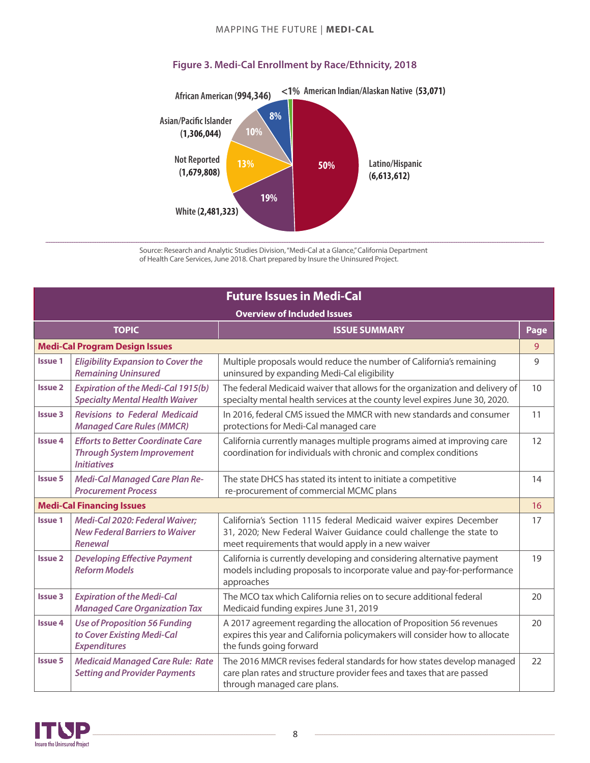**Figure 3. Medi-Cal Enrollment by Race/Ethnicity, 2018**

- Latino/Hispanic (6,613,612) — 50%
- White (2,481,323) — 19%
- Not Reported (1,679,808) — 13%
- Asian/Pacific Islander (1,306,044) — 10%
- African American (994,346) — 8%
- American Indian/Alaskan Native (53,071) — <1%

Source: Research and Analytic Studies Division, "Medi-Cal at a Glance," California Department of Health Care Services, June 2018. Chart prepared by Insure the Uninsured Project.

## Future Issues in Medi-Cal

**Overview of Included Issues**

| TOPIC | | ISSUE SUMMARY | Page |
|---|---|---|---|
| **Medi-Cal Program Design Issues** | | | 9 |
| **Issue 1** | ***Eligibility Expansion to Cover the Remaining Uninsured*** | Multiple proposals would reduce the number of California's remaining uninsured by expanding Medi-Cal eligibility | 9 |
| **Issue 2** | ***Expiration of the Medi-Cal 1915(b) Specialty Mental Health Waiver*** | The federal Medicaid waiver that allows for the organization and delivery of specialty mental health services at the county level expires June 30, 2020. | 10 |
| **Issue 3** | ***Revisions to Federal Medicaid Managed Care Rules (MMCR)*** | In 2016, federal CMS issued the MMCR with new standards and consumer protections for Medi-Cal managed care | 11 |
| **Issue 4** | ***Efforts to Better Coordinate Care Through System Improvement Initiatives*** | California currently manages multiple programs aimed at improving care coordination for individuals with chronic and complex conditions | 12 |
| **Issue 5** | ***Medi-Cal Managed Care Plan Re-Procurement Process*** | The state DHCS has stated its intent to initiate a competitive re-procurement of commercial MCMC plans | 14 |
| **Medi-Cal Financing Issues** | | | 16 |
| **Issue 1** | ***Medi-Cal 2020: Federal Waiver; New Federal Barriers to Waiver Renewal*** | California's Section 1115 federal Medicaid waiver expires December 31, 2020; New Federal Waiver Guidance could challenge the state to meet requirements that would apply in a new waiver | 17 |
| **Issue 2** | ***Developing Effective Payment Reform Models*** | California is currently developing and considering alternative payment models including proposals to incorporate value and pay-for-performance approaches | 19 |
| **Issue 3** | ***Expiration of the Medi-Cal Managed Care Organization Tax*** | The MCO tax which California relies on to secure additional federal Medicaid funding expires June 31, 2019 | 20 |
| **Issue 4** | ***Use of Proposition 56 Funding to Cover Existing Medi-Cal Expenditures*** | A 2017 agreement regarding the allocation of Proposition 56 revenues expires this year and California policymakers will consider how to allocate the funds going forward | 20 |
| **Issue 5** | ***Medicaid Managed Care Rule: Rate Setting and Provider Payments*** | The 2016 MMCR revises federal standards for how states develop managed care plan rates and structure provider fees and taxes that are passed through managed care plans. | 22 |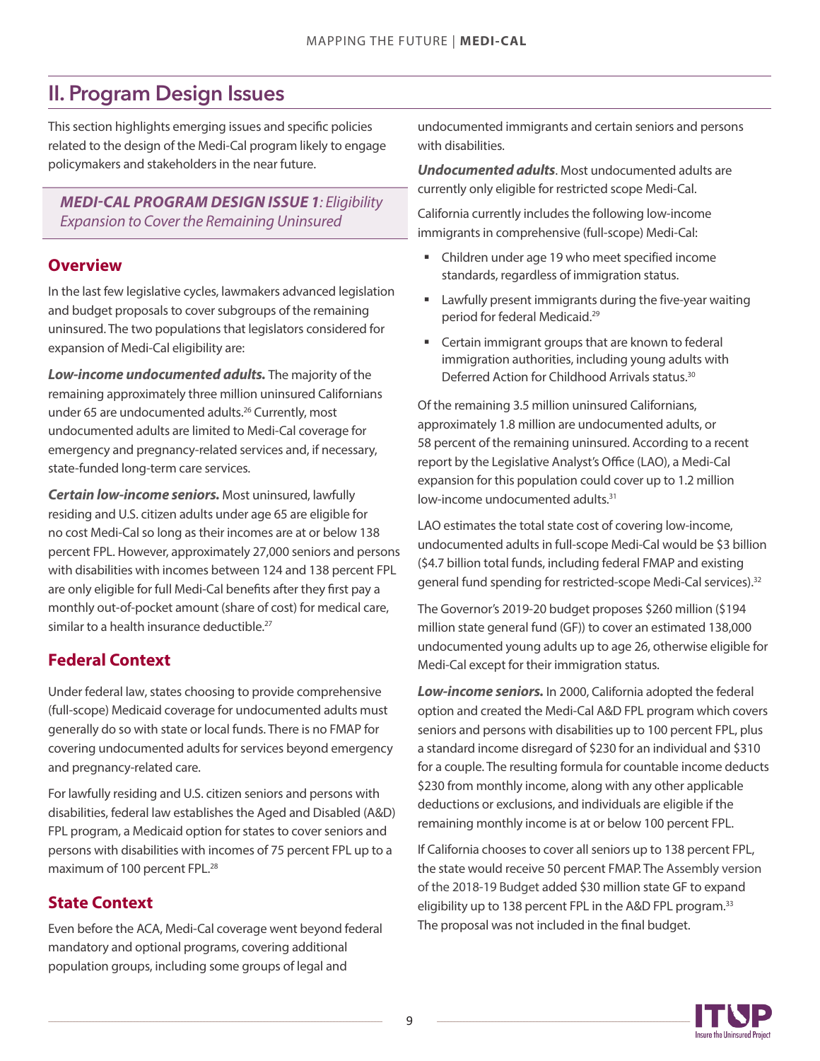## II. Program Design Issues

This section highlights emerging issues and specific policies related to the design of the Medi-Cal program likely to engage policymakers and stakeholders in the near future.

***MEDI-CAL PROGRAM DESIGN ISSUE 1**: Eligibility Expansion to Cover the Remaining Uninsured*

### Overview

In the last few legislative cycles, lawmakers advanced legislation and budget proposals to cover subgroups of the remaining uninsured. The two populations that legislators considered for expansion of Medi-Cal eligibility are:

***Low-income undocumented adults.*** The majority of the remaining approximately three million uninsured Californians under 65 are undocumented adults.[26] Currently, most undocumented adults are limited to Medi-Cal coverage for emergency and pregnancy-related services and, if necessary, state-funded long-term care services.

***Certain low-income seniors.*** Most uninsured, lawfully residing and U.S. citizen adults under age 65 are eligible for no cost Medi-Cal so long as their incomes are at or below 138 percent FPL. However, approximately 27,000 seniors and persons with disabilities with incomes between 124 and 138 percent FPL are only eligible for full Medi-Cal benefits after they first pay a monthly out-of-pocket amount (share of cost) for medical care, similar to a health insurance deductible.[27]

### Federal Context

Under federal law, states choosing to provide comprehensive (full-scope) Medicaid coverage for undocumented adults must generally do so with state or local funds. There is no FMAP for covering undocumented adults for services beyond emergency and pregnancy-related care.

For lawfully residing and U.S. citizen seniors and persons with disabilities, federal law establishes the Aged and Disabled (A&D) FPL program, a Medicaid option for states to cover seniors and persons with disabilities with incomes of 75 percent FPL up to a maximum of 100 percent FPL.[28]

### State Context

Even before the ACA, Medi-Cal coverage went beyond federal mandatory and optional programs, covering additional population groups, including some groups of legal and undocumented immigrants and certain seniors and persons with disabilities.

***Undocumented adults***. Most undocumented adults are currently only eligible for restricted scope Medi-Cal.

California currently includes the following low-income immigrants in comprehensive (full-scope) Medi-Cal:

- Children under age 19 who meet specified income standards, regardless of immigration status.
- Lawfully present immigrants during the five-year waiting period for federal Medicaid.[29]
- Certain immigrant groups that are known to federal immigration authorities, including young adults with Deferred Action for Childhood Arrivals status.[30]

Of the remaining 3.5 million uninsured Californians, approximately 1.8 million are undocumented adults, or 58 percent of the remaining uninsured. According to a recent report by the Legislative Analyst's Office (LAO), a Medi-Cal expansion for this population could cover up to 1.2 million low-income undocumented adults.[31]

LAO estimates the total state cost of covering low-income, undocumented adults in full-scope Medi-Cal would be $3 billion ($4.7 billion total funds, including federal FMAP and existing general fund spending for restricted-scope Medi-Cal services).[32]

The Governor's 2019-20 budget proposes $260 million ($194 million state general fund (GF)) to cover an estimated 138,000 undocumented young adults up to age 26, otherwise eligible for Medi-Cal except for their immigration status.

***Low-income seniors.*** In 2000, California adopted the federal option and created the Medi-Cal A&D FPL program which covers seniors and persons with disabilities up to 100 percent FPL, plus a standard income disregard of $230 for an individual and $310 for a couple. The resulting formula for countable income deducts $230 from monthly income, along with any other applicable deductions or exclusions, and individuals are eligible if the remaining monthly income is at or below 100 percent FPL.

If California chooses to cover all seniors up to 138 percent FPL, the state would receive 50 percent FMAP. The Assembly version of the 2018-19 Budget added $30 million state GF to expand eligibility up to 138 percent FPL in the A&D FPL program.[33] The proposal was not included in the final budget.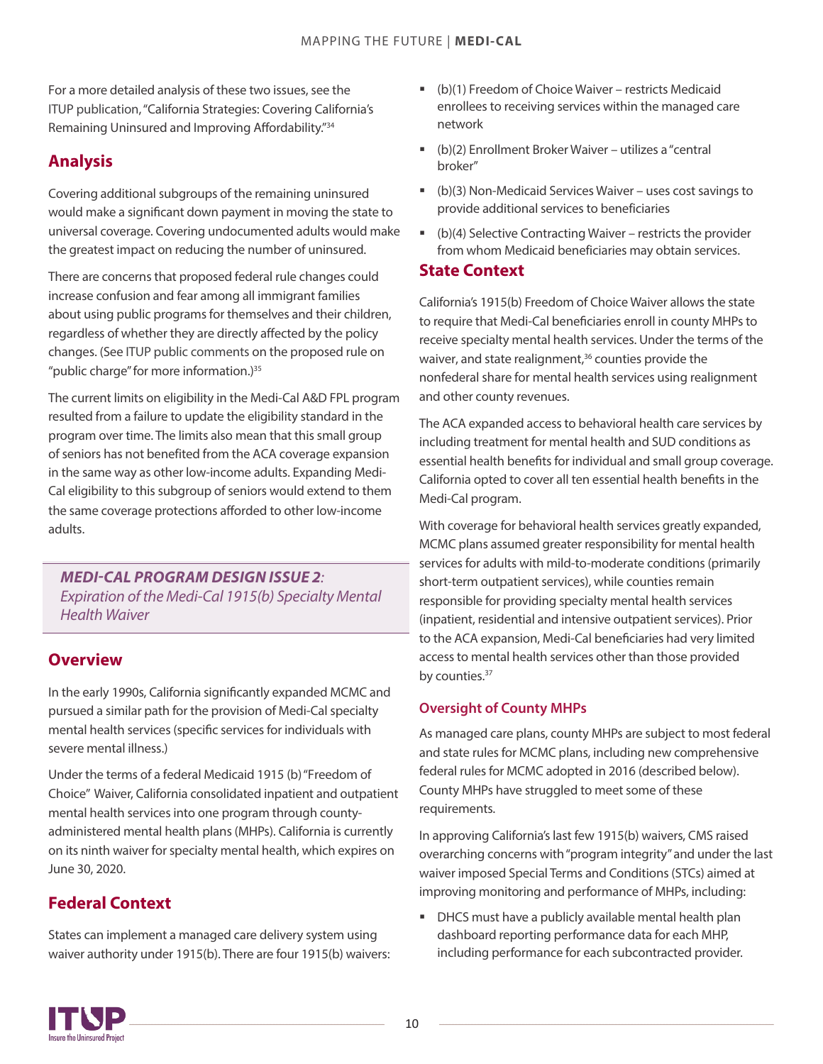For a more detailed analysis of these two issues, see the ITUP publication, "California Strategies: Covering California's Remaining Uninsured and Improving Affordability."[34]

## Analysis

Covering additional subgroups of the remaining uninsured would make a significant down payment in moving the state to universal coverage. Covering undocumented adults would make the greatest impact on reducing the number of uninsured.

There are concerns that proposed federal rule changes could increase confusion and fear among all immigrant families about using public programs for themselves and their children, regardless of whether they are directly affected by the policy changes. (See ITUP public comments on the proposed rule on "public charge" for more information.)[35]

The current limits on eligibility in the Medi-Cal A&D FPL program resulted from a failure to update the eligibility standard in the program over time. The limits also mean that this small group of seniors has not benefited from the ACA coverage expansion in the same way as other low-income adults. Expanding Medi-Cal eligibility to this subgroup of seniors would extend to them the same coverage protections afforded to other low-income adults.

***MEDI-CAL PROGRAM DESIGN ISSUE 2**: Expiration of the Medi-Cal 1915(b) Specialty Mental Health Waiver*

## Overview

In the early 1990s, California significantly expanded MCMC and pursued a similar path for the provision of Medi-Cal specialty mental health services (specific services for individuals with severe mental illness.)

Under the terms of a federal Medicaid 1915 (b) "Freedom of Choice" Waiver, California consolidated inpatient and outpatient mental health services into one program through county-administered mental health plans (MHPs). California is currently on its ninth waiver for specialty mental health, which expires on June 30, 2020.

## Federal Context

States can implement a managed care delivery system using waiver authority under 1915(b). There are four 1915(b) waivers:

- (b)(1) Freedom of Choice Waiver – restricts Medicaid enrollees to receiving services within the managed care network
- (b)(2) Enrollment Broker Waiver – utilizes a "central broker"
- (b)(3) Non-Medicaid Services Waiver – uses cost savings to provide additional services to beneficiaries
- (b)(4) Selective Contracting Waiver – restricts the provider from whom Medicaid beneficiaries may obtain services.

## State Context

California's 1915(b) Freedom of Choice Waiver allows the state to require that Medi-Cal beneficiaries enroll in county MHPs to receive specialty mental health services. Under the terms of the waiver, and state realignment,[36] counties provide the nonfederal share for mental health services using realignment and other county revenues.

The ACA expanded access to behavioral health care services by including treatment for mental health and SUD conditions as essential health benefits for individual and small group coverage. California opted to cover all ten essential health benefits in the Medi-Cal program.

With coverage for behavioral health services greatly expanded, MCMC plans assumed greater responsibility for mental health services for adults with mild-to-moderate conditions (primarily short-term outpatient services), while counties remain responsible for providing specialty mental health services (inpatient, residential and intensive outpatient services). Prior to the ACA expansion, Medi-Cal beneficiaries had very limited access to mental health services other than those provided by counties.[37]

### Oversight of County MHPs

As managed care plans, county MHPs are subject to most federal and state rules for MCMC plans, including new comprehensive federal rules for MCMC adopted in 2016 (described below). County MHPs have struggled to meet some of these requirements.

In approving California's last few 1915(b) waivers, CMS raised overarching concerns with "program integrity" and under the last waiver imposed Special Terms and Conditions (STCs) aimed at improving monitoring and performance of MHPs, including:

- DHCS must have a publicly available mental health plan dashboard reporting performance data for each MHP, including performance for each subcontracted provider.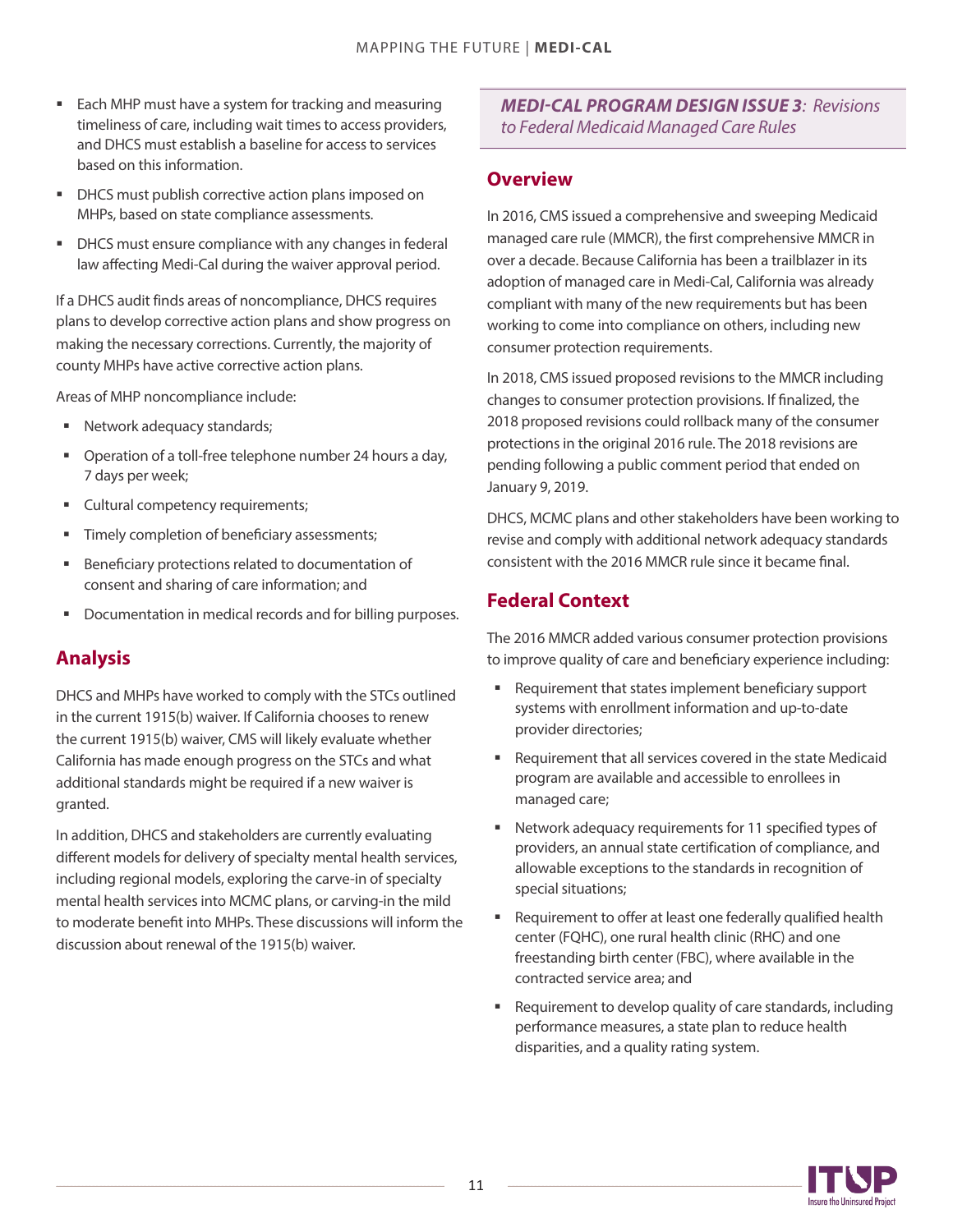- Each MHP must have a system for tracking and measuring timeliness of care, including wait times to access providers, and DHCS must establish a baseline for access to services based on this information.
- DHCS must publish corrective action plans imposed on MHPs, based on state compliance assessments.
- DHCS must ensure compliance with any changes in federal law affecting Medi-Cal during the waiver approval period.

If a DHCS audit finds areas of noncompliance, DHCS requires plans to develop corrective action plans and show progress on making the necessary corrections. Currently, the majority of county MHPs have active corrective action plans.

Areas of MHP noncompliance include:

- Network adequacy standards;
- Operation of a toll-free telephone number 24 hours a day, 7 days per week;
- Cultural competency requirements;
- Timely completion of beneficiary assessments;
- Beneficiary protections related to documentation of consent and sharing of care information; and
- Documentation in medical records and for billing purposes.

## Analysis

DHCS and MHPs have worked to comply with the STCs outlined in the current 1915(b) waiver. If California chooses to renew the current 1915(b) waiver, CMS will likely evaluate whether California has made enough progress on the STCs and what additional standards might be required if a new waiver is granted.

In addition, DHCS and stakeholders are currently evaluating different models for delivery of specialty mental health services, including regional models, exploring the carve-in of specialty mental health services into MCMC plans, or carving-in the mild to moderate benefit into MHPs. These discussions will inform the discussion about renewal of the 1915(b) waiver.

## *MEDI-CAL PROGRAM DESIGN ISSUE 3: Revisions to Federal Medicaid Managed Care Rules*

## Overview

In 2016, CMS issued a comprehensive and sweeping Medicaid managed care rule (MMCR), the first comprehensive MMCR in over a decade. Because California has been a trailblazer in its adoption of managed care in Medi-Cal, California was already compliant with many of the new requirements but has been working to come into compliance on others, including new consumer protection requirements.

In 2018, CMS issued proposed revisions to the MMCR including changes to consumer protection provisions. If finalized, the 2018 proposed revisions could rollback many of the consumer protections in the original 2016 rule. The 2018 revisions are pending following a public comment period that ended on January 9, 2019.

DHCS, MCMC plans and other stakeholders have been working to revise and comply with additional network adequacy standards consistent with the 2016 MMCR rule since it became final.

## Federal Context

The 2016 MMCR added various consumer protection provisions to improve quality of care and beneficiary experience including:

- Requirement that states implement beneficiary support systems with enrollment information and up-to-date provider directories;
- Requirement that all services covered in the state Medicaid program are available and accessible to enrollees in managed care;
- Network adequacy requirements for 11 specified types of providers, an annual state certification of compliance, and allowable exceptions to the standards in recognition of special situations;
- Requirement to offer at least one federally qualified health center (FQHC), one rural health clinic (RHC) and one freestanding birth center (FBC), where available in the contracted service area; and
- Requirement to develop quality of care standards, including performance measures, a state plan to reduce health disparities, and a quality rating system.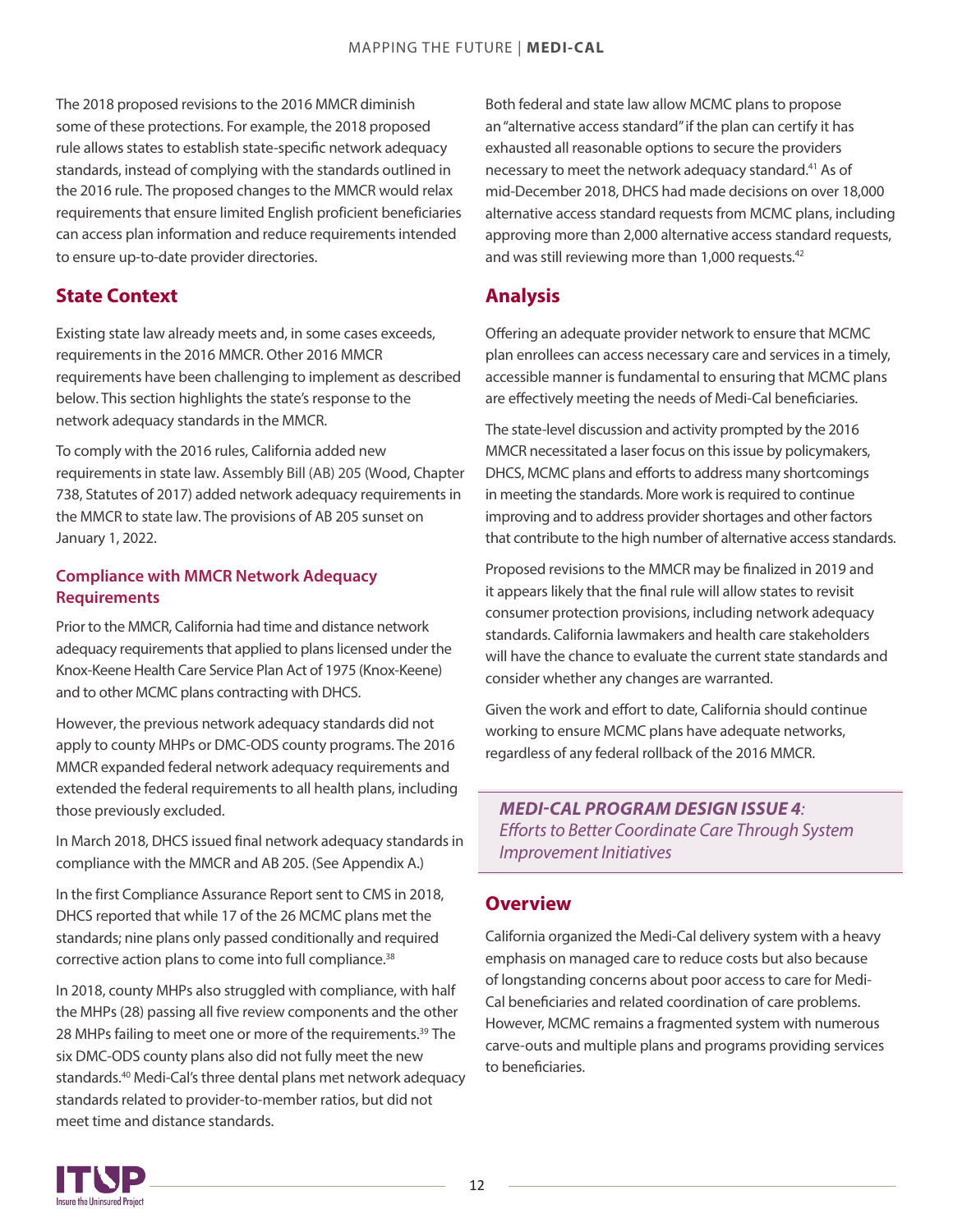The 2018 proposed revisions to the 2016 MMCR diminish some of these protections. For example, the 2018 proposed rule allows states to establish state-specific network adequacy standards, instead of complying with the standards outlined in the 2016 rule. The proposed changes to the MMCR would relax requirements that ensure limited English proficient beneficiaries can access plan information and reduce requirements intended to ensure up-to-date provider directories.

## State Context

Existing state law already meets and, in some cases exceeds, requirements in the 2016 MMCR. Other 2016 MMCR requirements have been challenging to implement as described below. This section highlights the state's response to the network adequacy standards in the MMCR.

To comply with the 2016 rules, California added new requirements in state law. Assembly Bill (AB) 205 (Wood, Chapter 738, Statutes of 2017) added network adequacy requirements in the MMCR to state law. The provisions of AB 205 sunset on January 1, 2022.

### Compliance with MMCR Network Adequacy Requirements

Prior to the MMCR, California had time and distance network adequacy requirements that applied to plans licensed under the Knox-Keene Health Care Service Plan Act of 1975 (Knox-Keene) and to other MCMC plans contracting with DHCS.

However, the previous network adequacy standards did not apply to county MHPs or DMC-ODS county programs. The 2016 MMCR expanded federal network adequacy requirements and extended the federal requirements to all health plans, including those previously excluded.

In March 2018, DHCS issued final network adequacy standards in compliance with the MMCR and AB 205. (See Appendix A.)

In the first Compliance Assurance Report sent to CMS in 2018, DHCS reported that while 17 of the 26 MCMC plans met the standards; nine plans only passed conditionally and required corrective action plans to come into full compliance.[38]

In 2018, county MHPs also struggled with compliance, with half the MHPs (28) passing all five review components and the other 28 MHPs failing to meet one or more of the requirements.[39] The six DMC-ODS county plans also did not fully meet the new standards.[40] Medi-Cal's three dental plans met network adequacy standards related to provider-to-member ratios, but did not meet time and distance standards.

Both federal and state law allow MCMC plans to propose an "alternative access standard" if the plan can certify it has exhausted all reasonable options to secure the providers necessary to meet the network adequacy standard.[41] As of mid-December 2018, DHCS had made decisions on over 18,000 alternative access standard requests from MCMC plans, including approving more than 2,000 alternative access standard requests, and was still reviewing more than 1,000 requests.[42]

## Analysis

Offering an adequate provider network to ensure that MCMC plan enrollees can access necessary care and services in a timely, accessible manner is fundamental to ensuring that MCMC plans are effectively meeting the needs of Medi-Cal beneficiaries.

The state-level discussion and activity prompted by the 2016 MMCR necessitated a laser focus on this issue by policymakers, DHCS, MCMC plans and efforts to address many shortcomings in meeting the standards. More work is required to continue improving and to address provider shortages and other factors that contribute to the high number of alternative access standards.

Proposed revisions to the MMCR may be finalized in 2019 and it appears likely that the final rule will allow states to revisit consumer protection provisions, including network adequacy standards. California lawmakers and health care stakeholders will have the chance to evaluate the current state standards and consider whether any changes are warranted.

Given the work and effort to date, California should continue working to ensure MCMC plans have adequate networks, regardless of any federal rollback of the 2016 MMCR.

## *MEDI-CAL PROGRAM DESIGN ISSUE 4: Efforts to Better Coordinate Care Through System Improvement Initiatives*

## Overview

California organized the Medi-Cal delivery system with a heavy emphasis on managed care to reduce costs but also because of longstanding concerns about poor access to care for Medi-Cal beneficiaries and related coordination of care problems. However, MCMC remains a fragmented system with numerous carve-outs and multiple plans and programs providing services to beneficiaries.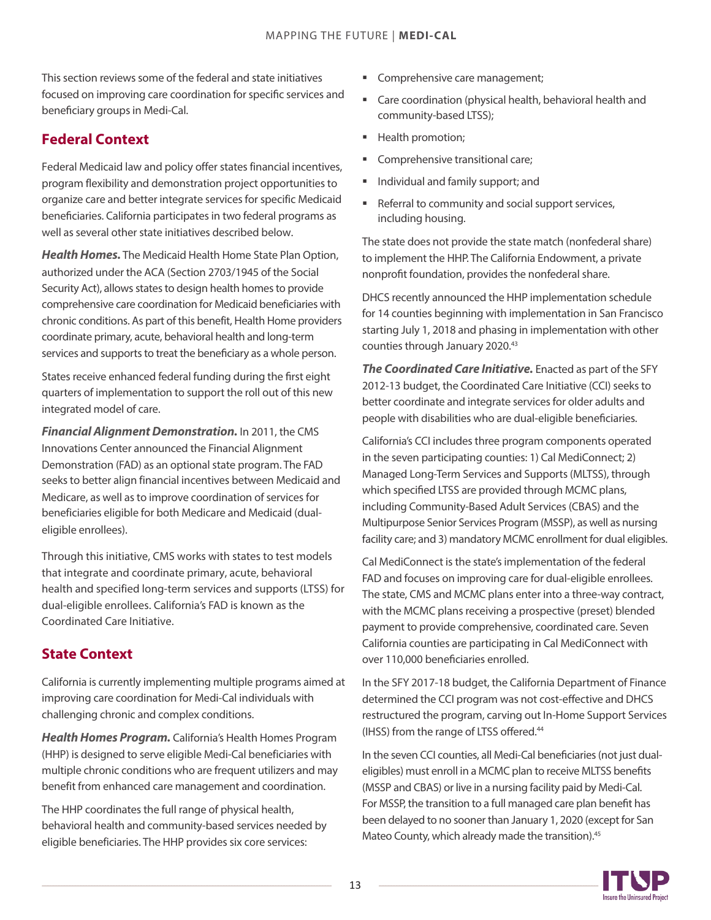This section reviews some of the federal and state initiatives focused on improving care coordination for specific services and beneficiary groups in Medi-Cal.

## Federal Context

Federal Medicaid law and policy offer states financial incentives, program flexibility and demonstration project opportunities to organize care and better integrate services for specific Medicaid beneficiaries. California participates in two federal programs as well as several other state initiatives described below.

***Health Homes.*** The Medicaid Health Home State Plan Option, authorized under the ACA (Section 2703/1945 of the Social Security Act), allows states to design health homes to provide comprehensive care coordination for Medicaid beneficiaries with chronic conditions. As part of this benefit, Health Home providers coordinate primary, acute, behavioral health and long-term services and supports to treat the beneficiary as a whole person.

States receive enhanced federal funding during the first eight quarters of implementation to support the roll out of this new integrated model of care.

***Financial Alignment Demonstration.*** In 2011, the CMS Innovations Center announced the Financial Alignment Demonstration (FAD) as an optional state program. The FAD seeks to better align financial incentives between Medicaid and Medicare, as well as to improve coordination of services for beneficiaries eligible for both Medicare and Medicaid (dual-eligible enrollees).

Through this initiative, CMS works with states to test models that integrate and coordinate primary, acute, behavioral health and specified long-term services and supports (LTSS) for dual-eligible enrollees. California's FAD is known as the Coordinated Care Initiative.

## State Context

California is currently implementing multiple programs aimed at improving care coordination for Medi-Cal individuals with challenging chronic and complex conditions.

***Health Homes Program.*** California's Health Homes Program (HHP) is designed to serve eligible Medi-Cal beneficiaries with multiple chronic conditions who are frequent utilizers and may benefit from enhanced care management and coordination.

The HHP coordinates the full range of physical health, behavioral health and community-based services needed by eligible beneficiaries. The HHP provides six core services:

- Comprehensive care management;
- Care coordination (physical health, behavioral health and community-based LTSS);
- Health promotion;
- Comprehensive transitional care;
- Individual and family support; and
- Referral to community and social support services, including housing.

The state does not provide the state match (nonfederal share) to implement the HHP. The California Endowment, a private nonprofit foundation, provides the nonfederal share.

DHCS recently announced the HHP implementation schedule for 14 counties beginning with implementation in San Francisco starting July 1, 2018 and phasing in implementation with other counties through January 2020.[43]

***The Coordinated Care Initiative.*** Enacted as part of the SFY 2012-13 budget, the Coordinated Care Initiative (CCI) seeks to better coordinate and integrate services for older adults and people with disabilities who are dual-eligible beneficiaries.

California's CCI includes three program components operated in the seven participating counties: 1) Cal MediConnect; 2) Managed Long-Term Services and Supports (MLTSS), through which specified LTSS are provided through MCMC plans, including Community-Based Adult Services (CBAS) and the Multipurpose Senior Services Program (MSSP), as well as nursing facility care; and 3) mandatory MCMC enrollment for dual eligibles.

Cal MediConnect is the state's implementation of the federal FAD and focuses on improving care for dual-eligible enrollees. The state, CMS and MCMC plans enter into a three-way contract, with the MCMC plans receiving a prospective (preset) blended payment to provide comprehensive, coordinated care. Seven California counties are participating in Cal MediConnect with over 110,000 beneficiaries enrolled.

In the SFY 2017-18 budget, the California Department of Finance determined the CCI program was not cost-effective and DHCS restructured the program, carving out In-Home Support Services (IHSS) from the range of LTSS offered.[44]

In the seven CCI counties, all Medi-Cal beneficiaries (not just dual-eligibles) must enroll in a MCMC plan to receive MLTSS benefits (MSSP and CBAS) or live in a nursing facility paid by Medi-Cal. For MSSP, the transition to a full managed care plan benefit has been delayed to no sooner than January 1, 2020 (except for San Mateo County, which already made the transition).[45]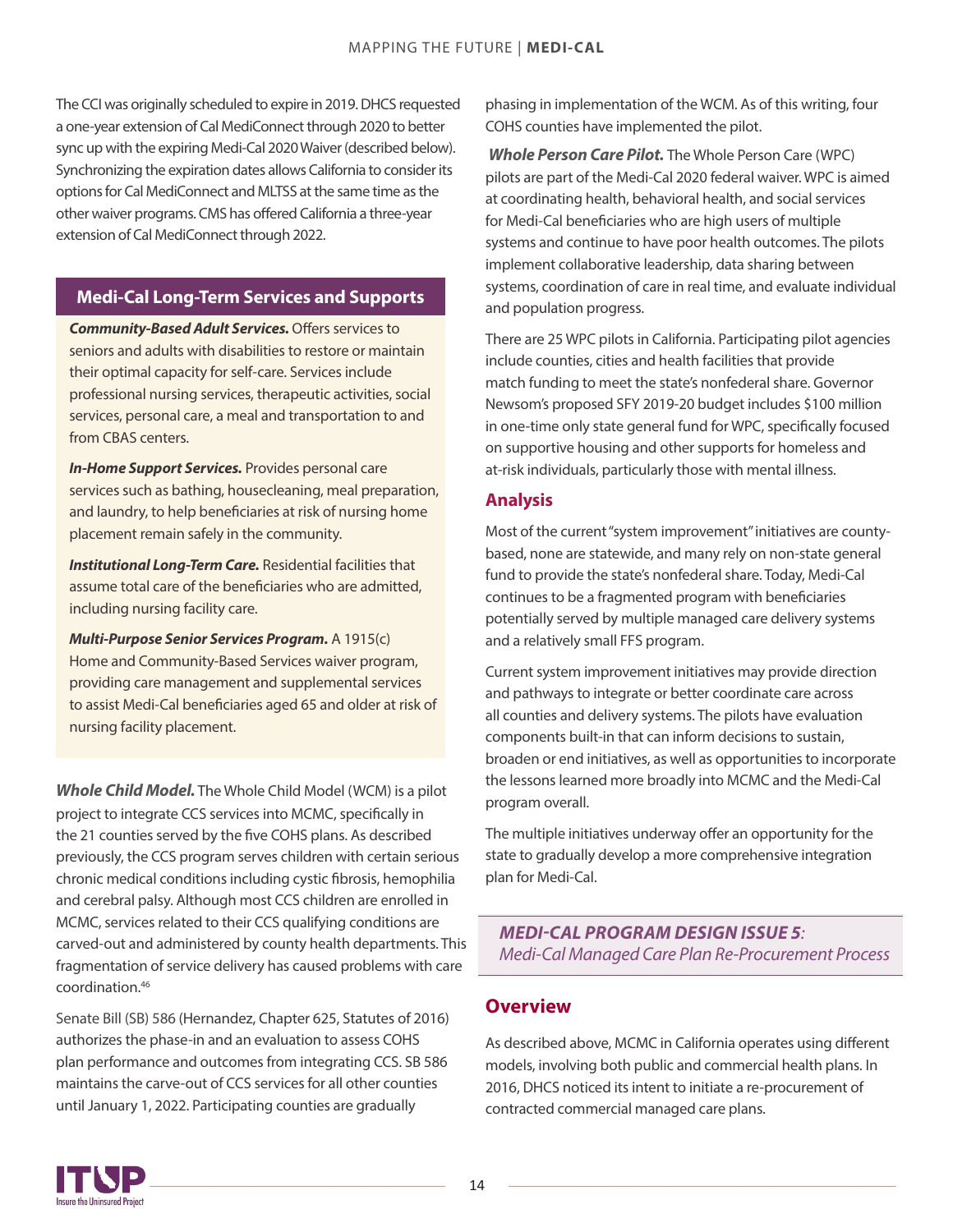The CCI was originally scheduled to expire in 2019. DHCS requested a one-year extension of Cal MediConnect through 2020 to better sync up with the expiring Medi-Cal 2020 Waiver (described below). Synchronizing the expiration dates allows California to consider its options for Cal MediConnect and MLTSS at the same time as the other waiver programs. CMS has offered California a three-year extension of Cal MediConnect through 2022.

### Medi-Cal Long-Term Services and Supports

***Community-Based Adult Services.*** Offers services to seniors and adults with disabilities to restore or maintain their optimal capacity for self-care. Services include professional nursing services, therapeutic activities, social services, personal care, a meal and transportation to and from CBAS centers.

***In-Home Support Services.*** Provides personal care services such as bathing, housecleaning, meal preparation, and laundry, to help beneficiaries at risk of nursing home placement remain safely in the community.

***Institutional Long-Term Care.*** Residential facilities that assume total care of the beneficiaries who are admitted, including nursing facility care.

***Multi-Purpose Senior Services Program.*** A 1915(c) Home and Community-Based Services waiver program, providing care management and supplemental services to assist Medi-Cal beneficiaries aged 65 and older at risk of nursing facility placement.

***Whole Child Model.*** The Whole Child Model (WCM) is a pilot project to integrate CCS services into MCMC, specifically in the 21 counties served by the five COHS plans. As described previously, the CCS program serves children with certain serious chronic medical conditions including cystic fibrosis, hemophilia and cerebral palsy. Although most CCS children are enrolled in MCMC, services related to their CCS qualifying conditions are carved-out and administered by county health departments. This fragmentation of service delivery has caused problems with care coordination.[46]

Senate Bill (SB) 586 (Hernandez, Chapter 625, Statutes of 2016) authorizes the phase-in and an evaluation to assess COHS plan performance and outcomes from integrating CCS. SB 586 maintains the carve-out of CCS services for all other counties until January 1, 2022. Participating counties are gradually phasing in implementation of the WCM. As of this writing, four COHS counties have implemented the pilot.

***Whole Person Care Pilot.*** The Whole Person Care (WPC) pilots are part of the Medi-Cal 2020 federal waiver. WPC is aimed at coordinating health, behavioral health, and social services for Medi-Cal beneficiaries who are high users of multiple systems and continue to have poor health outcomes. The pilots implement collaborative leadership, data sharing between systems, coordination of care in real time, and evaluate individual and population progress.

There are 25 WPC pilots in California. Participating pilot agencies include counties, cities and health facilities that provide match funding to meet the state's nonfederal share. Governor Newsom's proposed SFY 2019-20 budget includes $100 million in one-time only state general fund for WPC, specifically focused on supportive housing and other supports for homeless and at-risk individuals, particularly those with mental illness.

## Analysis

Most of the current "system improvement" initiatives are county-based, none are statewide, and many rely on non-state general fund to provide the state's nonfederal share. Today, Medi-Cal continues to be a fragmented program with beneficiaries potentially served by multiple managed care delivery systems and a relatively small FFS program.

Current system improvement initiatives may provide direction and pathways to integrate or better coordinate care across all counties and delivery systems. The pilots have evaluation components built-in that can inform decisions to sustain, broaden or end initiatives, as well as opportunities to incorporate the lessons learned more broadly into MCMC and the Medi-Cal program overall.

The multiple initiatives underway offer an opportunity for the state to gradually develop a more comprehensive integration plan for Medi-Cal.

## ***MEDI-CAL PROGRAM DESIGN ISSUE 5:*** *Medi-Cal Managed Care Plan Re-Procurement Process*

## Overview

As described above, MCMC in California operates using different models, involving both public and commercial health plans. In 2016, DHCS noticed its intent to initiate a re-procurement of contracted commercial managed care plans.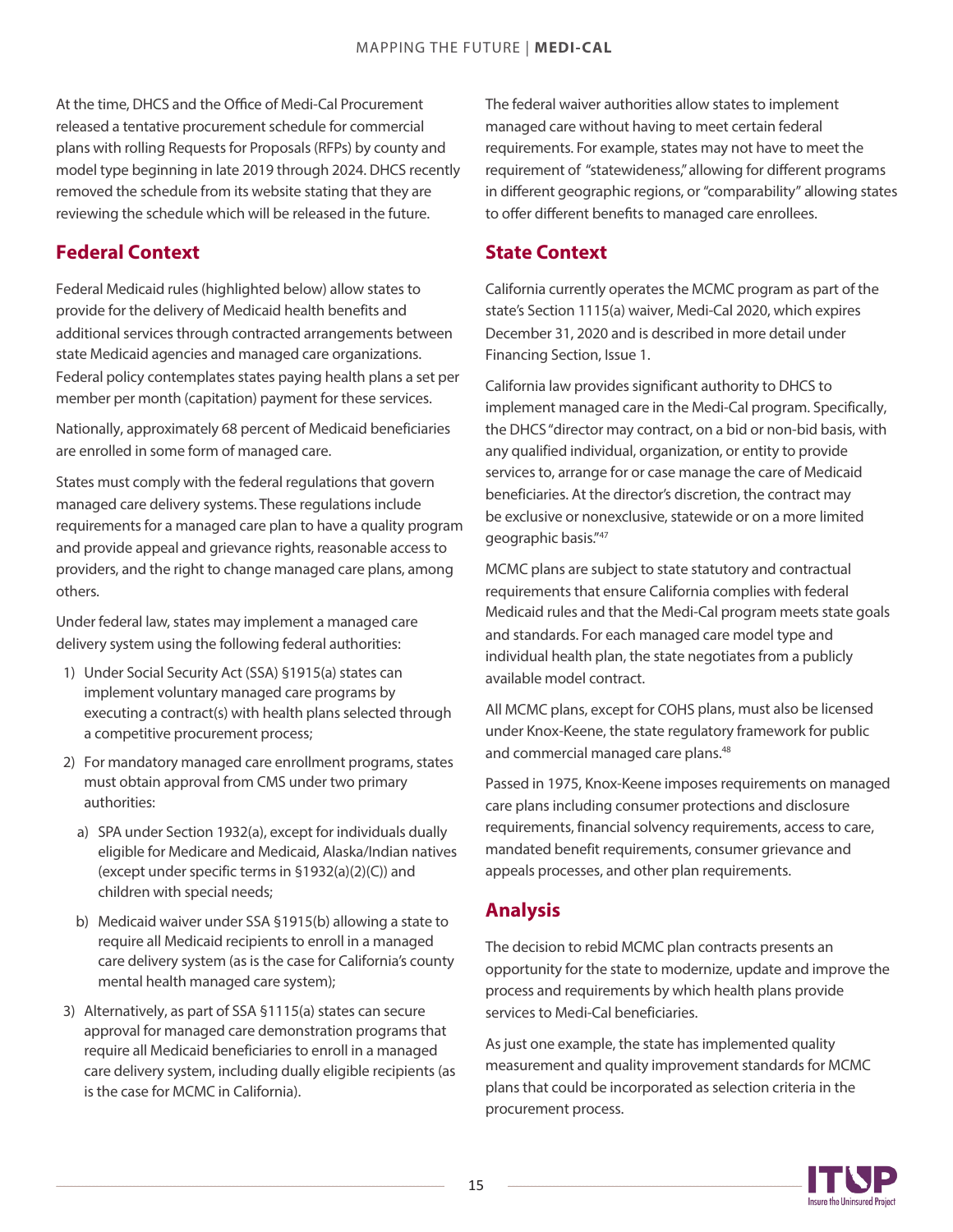At the time, DHCS and the Office of Medi-Cal Procurement released a tentative procurement schedule for commercial plans with rolling Requests for Proposals (RFPs) by county and model type beginning in late 2019 through 2024. DHCS recently removed the schedule from its website stating that they are reviewing the schedule which will be released in the future.

## Federal Context

Federal Medicaid rules (highlighted below) allow states to provide for the delivery of Medicaid health benefits and additional services through contracted arrangements between state Medicaid agencies and managed care organizations. Federal policy contemplates states paying health plans a set per member per month (capitation) payment for these services.

Nationally, approximately 68 percent of Medicaid beneficiaries are enrolled in some form of managed care.

States must comply with the federal regulations that govern managed care delivery systems. These regulations include requirements for a managed care plan to have a quality program and provide appeal and grievance rights, reasonable access to providers, and the right to change managed care plans, among others.

Under federal law, states may implement a managed care delivery system using the following federal authorities:

1) Under Social Security Act (SSA) §1915(a) states can implement voluntary managed care programs by executing a contract(s) with health plans selected through a competitive procurement process;
2) For mandatory managed care enrollment programs, states must obtain approval from CMS under two primary authorities:
   a) SPA under Section 1932(a), except for individuals dually eligible for Medicare and Medicaid, Alaska/Indian natives (except under specific terms in §1932(a)(2)(C)) and children with special needs;
   b) Medicaid waiver under SSA §1915(b) allowing a state to require all Medicaid recipients to enroll in a managed care delivery system (as is the case for California's county mental health managed care system);
3) Alternatively, as part of SSA §1115(a) states can secure approval for managed care demonstration programs that require all Medicaid beneficiaries to enroll in a managed care delivery system, including dually eligible recipients (as is the case for MCMC in California).

The federal waiver authorities allow states to implement managed care without having to meet certain federal requirements. For example, states may not have to meet the requirement of "statewideness," allowing for different programs in different geographic regions, or "comparability" allowing states to offer different benefits to managed care enrollees.

## State Context

California currently operates the MCMC program as part of the state's Section 1115(a) waiver, Medi-Cal 2020, which expires December 31, 2020 and is described in more detail under Financing Section, Issue 1.

California law provides significant authority to DHCS to implement managed care in the Medi-Cal program. Specifically, the DHCS "director may contract, on a bid or non-bid basis, with any qualified individual, organization, or entity to provide services to, arrange for or case manage the care of Medicaid beneficiaries. At the director's discretion, the contract may be exclusive or nonexclusive, statewide or on a more limited geographic basis."[47]

MCMC plans are subject to state statutory and contractual requirements that ensure California complies with federal Medicaid rules and that the Medi-Cal program meets state goals and standards. For each managed care model type and individual health plan, the state negotiates from a publicly available model contract.

All MCMC plans, except for COHS plans, must also be licensed under Knox-Keene, the state regulatory framework for public and commercial managed care plans.[48]

Passed in 1975, Knox-Keene imposes requirements on managed care plans including consumer protections and disclosure requirements, financial solvency requirements, access to care, mandated benefit requirements, consumer grievance and appeals processes, and other plan requirements.

## Analysis

The decision to rebid MCMC plan contracts presents an opportunity for the state to modernize, update and improve the process and requirements by which health plans provide services to Medi-Cal beneficiaries.

As just one example, the state has implemented quality measurement and quality improvement standards for MCMC plans that could be incorporated as selection criteria in the procurement process.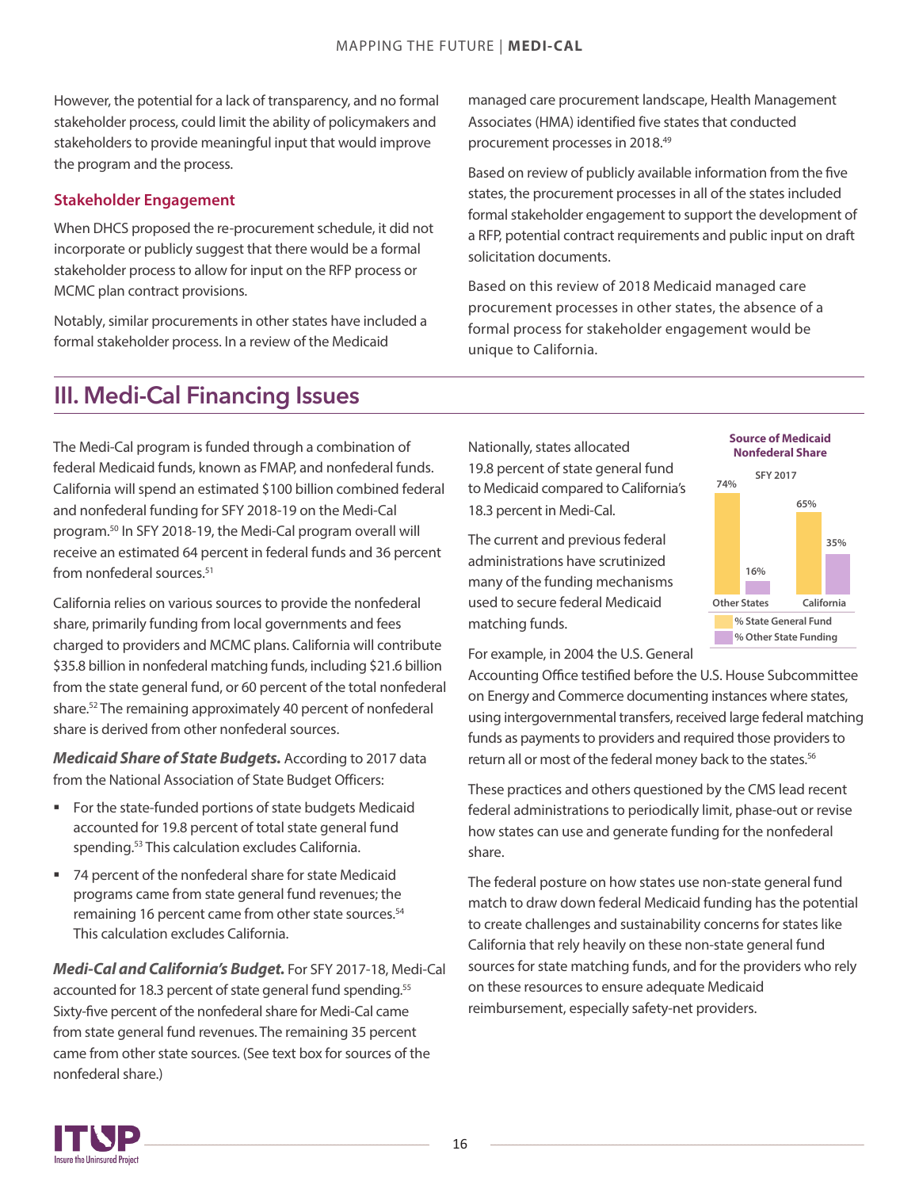However, the potential for a lack of transparency, and no formal stakeholder process, could limit the ability of policymakers and stakeholders to provide meaningful input that would improve the program and the process.

### Stakeholder Engagement

When DHCS proposed the re-procurement schedule, it did not incorporate or publicly suggest that there would be a formal stakeholder process to allow for input on the RFP process or MCMC plan contract provisions.

Notably, similar procurements in other states have included a formal stakeholder process. In a review of the Medicaid managed care procurement landscape, Health Management Associates (HMA) identified five states that conducted procurement processes in 2018.[49]

Based on review of publicly available information from the five states, the procurement processes in all of the states included formal stakeholder engagement to support the development of a RFP, potential contract requirements and public input on draft solicitation documents.

Based on this review of 2018 Medicaid managed care procurement processes in other states, the absence of a formal process for stakeholder engagement would be unique to California.

## III. Medi-Cal Financing Issues

The Medi-Cal program is funded through a combination of federal Medicaid funds, known as FMAP, and nonfederal funds. California will spend an estimated $100 billion combined federal and nonfederal funding for SFY 2018-19 on the Medi-Cal program.[50] In SFY 2018-19, the Medi-Cal program overall will receive an estimated 64 percent in federal funds and 36 percent from nonfederal sources.[51]

California relies on various sources to provide the nonfederal share, primarily funding from local governments and fees charged to providers and MCMC plans. California will contribute $35.8 billion in nonfederal matching funds, including $21.6 billion from the state general fund, or 60 percent of the total nonfederal share.[52] The remaining approximately 40 percent of nonfederal share is derived from other nonfederal sources.

***Medicaid Share of State Budgets.*** According to 2017 data from the National Association of State Budget Officers:

- For the state-funded portions of state budgets Medicaid accounted for 19.8 percent of total state general fund spending.[53] This calculation excludes California.
- 74 percent of the nonfederal share for state Medicaid programs came from state general fund revenues; the remaining 16 percent came from other state sources.[54] This calculation excludes California.

***Medi-Cal and California's Budget.*** For SFY 2017-18, Medi-Cal accounted for 18.3 percent of state general fund spending.[55] Sixty-five percent of the nonfederal share for Medi-Cal came from state general fund revenues. The remaining 35 percent came from other state sources. (See text box for sources of the nonfederal share.)

Nationally, states allocated 19.8 percent of state general fund to Medicaid compared to California's 18.3 percent in Medi-Cal.

**Source of Medicaid Nonfederal Share**
SFY 2017

| | % State General Fund | % Other State Funding |
|---|---|---|
| Other States | 74% | 16% |
| California | 65% | 35% |

The current and previous federal administrations have scrutinized many of the funding mechanisms used to secure federal Medicaid matching funds.

For example, in 2004 the U.S. General Accounting Office testified before the U.S. House Subcommittee on Energy and Commerce documenting instances where states, using intergovernmental transfers, received large federal matching funds as payments to providers and required those providers to return all or most of the federal money back to the states.[56]

These practices and others questioned by the CMS lead recent federal administrations to periodically limit, phase-out or revise how states can use and generate funding for the nonfederal share.

The federal posture on how states use non-state general fund match to draw down federal Medicaid funding has the potential to create challenges and sustainability concerns for states like California that rely heavily on these non-state general fund sources for state matching funds, and for the providers who rely on these resources to ensure adequate Medicaid reimbursement, especially safety-net providers.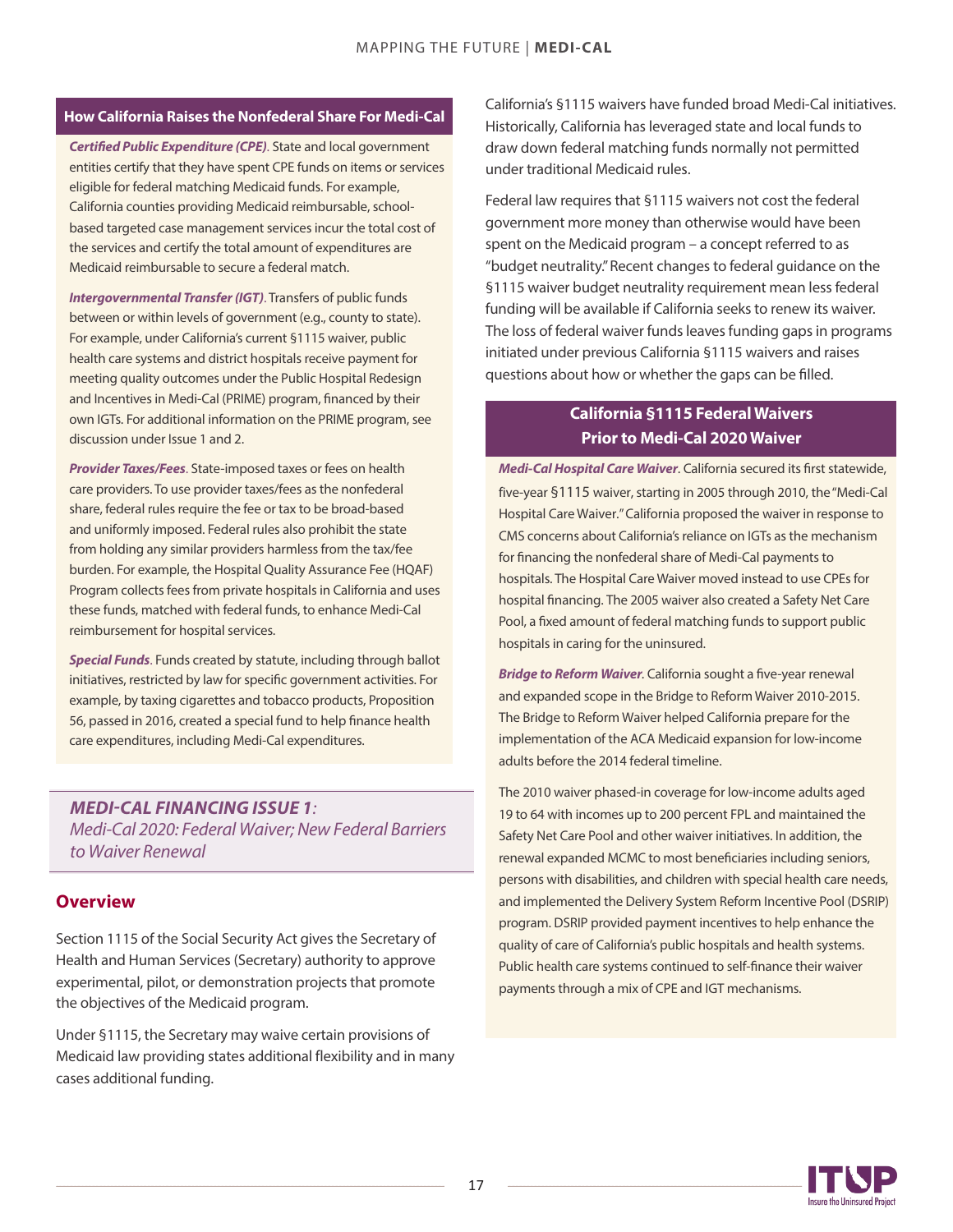### How California Raises the Nonfederal Share For Medi-Cal

***Certified Public Expenditure (CPE)***. State and local government entities certify that they have spent CPE funds on items or services eligible for federal matching Medicaid funds. For example, California counties providing Medicaid reimbursable, school-based targeted case management services incur the total cost of the services and certify the total amount of expenditures are Medicaid reimbursable to secure a federal match.

***Intergovernmental Transfer (IGT)***. Transfers of public funds between or within levels of government (e.g., county to state). For example, under California's current §1115 waiver, public health care systems and district hospitals receive payment for meeting quality outcomes under the Public Hospital Redesign and Incentives in Medi-Cal (PRIME) program, financed by their own IGTs. For additional information on the PRIME program, see discussion under Issue 1 and 2.

***Provider Taxes/Fees***. State-imposed taxes or fees on health care providers. To use provider taxes/fees as the nonfederal share, federal rules require the fee or tax to be broad-based and uniformly imposed. Federal rules also prohibit the state from holding any similar providers harmless from the tax/fee burden. For example, the Hospital Quality Assurance Fee (HQAF) Program collects fees from private hospitals in California and uses these funds, matched with federal funds, to enhance Medi-Cal reimbursement for hospital services.

***Special Funds***. Funds created by statute, including through ballot initiatives, restricted by law for specific government activities. For example, by taxing cigarettes and tobacco products, Proposition 56, passed in 2016, created a special fund to help finance health care expenditures, including Medi-Cal expenditures.

## *MEDI-CAL FINANCING ISSUE 1: Medi-Cal 2020: Federal Waiver; New Federal Barriers to Waiver Renewal*

### Overview

Section 1115 of the Social Security Act gives the Secretary of Health and Human Services (Secretary) authority to approve experimental, pilot, or demonstration projects that promote the objectives of the Medicaid program.

Under §1115, the Secretary may waive certain provisions of Medicaid law providing states additional flexibility and in many cases additional funding.

California's §1115 waivers have funded broad Medi-Cal initiatives. Historically, California has leveraged state and local funds to draw down federal matching funds normally not permitted under traditional Medicaid rules.

Federal law requires that §1115 waivers not cost the federal government more money than otherwise would have been spent on the Medicaid program – a concept referred to as "budget neutrality." Recent changes to federal guidance on the §1115 waiver budget neutrality requirement mean less federal funding will be available if California seeks to renew its waiver. The loss of federal waiver funds leaves funding gaps in programs initiated under previous California §1115 waivers and raises questions about how or whether the gaps can be filled.

### California §1115 Federal Waivers Prior to Medi-Cal 2020 Waiver

***Medi-Cal Hospital Care Waiver***. California secured its first statewide, five-year §1115 waiver, starting in 2005 through 2010, the "Medi-Cal Hospital Care Waiver." California proposed the waiver in response to CMS concerns about California's reliance on IGTs as the mechanism for financing the nonfederal share of Medi-Cal payments to hospitals. The Hospital Care Waiver moved instead to use CPEs for hospital financing. The 2005 waiver also created a Safety Net Care Pool, a fixed amount of federal matching funds to support public hospitals in caring for the uninsured.

***Bridge to Reform Waiver***. California sought a five-year renewal and expanded scope in the Bridge to Reform Waiver 2010-2015. The Bridge to Reform Waiver helped California prepare for the implementation of the ACA Medicaid expansion for low-income adults before the 2014 federal timeline.

The 2010 waiver phased-in coverage for low-income adults aged 19 to 64 with incomes up to 200 percent FPL and maintained the Safety Net Care Pool and other waiver initiatives. In addition, the renewal expanded MCMC to most beneficiaries including seniors, persons with disabilities, and children with special health care needs, and implemented the Delivery System Reform Incentive Pool (DSRIP) program. DSRIP provided payment incentives to help enhance the quality of care of California's public hospitals and health systems. Public health care systems continued to self-finance their waiver payments through a mix of CPE and IGT mechanisms.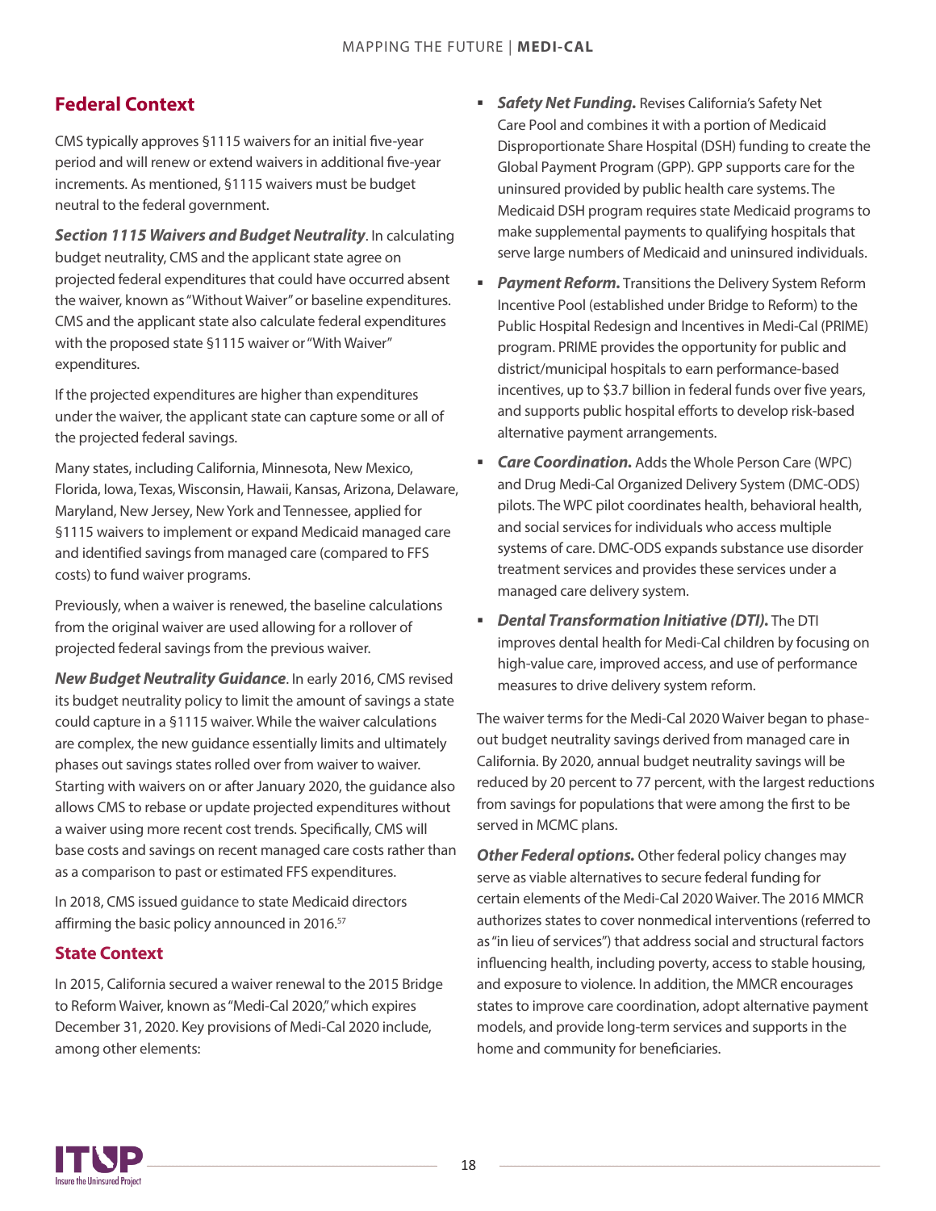## Federal Context

CMS typically approves §1115 waivers for an initial five-year period and will renew or extend waivers in additional five-year increments. As mentioned, §1115 waivers must be budget neutral to the federal government.

***Section 1115 Waivers and Budget Neutrality***. In calculating budget neutrality, CMS and the applicant state agree on projected federal expenditures that could have occurred absent the waiver, known as "Without Waiver" or baseline expenditures. CMS and the applicant state also calculate federal expenditures with the proposed state §1115 waiver or "With Waiver" expenditures.

If the projected expenditures are higher than expenditures under the waiver, the applicant state can capture some or all of the projected federal savings.

Many states, including California, Minnesota, New Mexico, Florida, Iowa, Texas, Wisconsin, Hawaii, Kansas, Arizona, Delaware, Maryland, New Jersey, New York and Tennessee, applied for §1115 waivers to implement or expand Medicaid managed care and identified savings from managed care (compared to FFS costs) to fund waiver programs.

Previously, when a waiver is renewed, the baseline calculations from the original waiver are used allowing for a rollover of projected federal savings from the previous waiver.

***New Budget Neutrality Guidance***. In early 2016, CMS revised its budget neutrality policy to limit the amount of savings a state could capture in a §1115 waiver. While the waiver calculations are complex, the new guidance essentially limits and ultimately phases out savings states rolled over from waiver to waiver. Starting with waivers on or after January 2020, the guidance also allows CMS to rebase or update projected expenditures without a waiver using more recent cost trends. Specifically, CMS will base costs and savings on recent managed care costs rather than as a comparison to past or estimated FFS expenditures.

In 2018, CMS issued guidance to state Medicaid directors affirming the basic policy announced in 2016.[57]

## State Context

In 2015, California secured a waiver renewal to the 2015 Bridge to Reform Waiver, known as "Medi-Cal 2020," which expires December 31, 2020. Key provisions of Medi-Cal 2020 include, among other elements:

- ***Safety Net Funding.*** Revises California's Safety Net Care Pool and combines it with a portion of Medicaid Disproportionate Share Hospital (DSH) funding to create the Global Payment Program (GPP). GPP supports care for the uninsured provided by public health care systems. The Medicaid DSH program requires state Medicaid programs to make supplemental payments to qualifying hospitals that serve large numbers of Medicaid and uninsured individuals.
- ***Payment Reform.*** Transitions the Delivery System Reform Incentive Pool (established under Bridge to Reform) to the Public Hospital Redesign and Incentives in Medi-Cal (PRIME) program. PRIME provides the opportunity for public and district/municipal hospitals to earn performance-based incentives, up to $3.7 billion in federal funds over five years, and supports public hospital efforts to develop risk-based alternative payment arrangements.
- ***Care Coordination.*** Adds the Whole Person Care (WPC) and Drug Medi-Cal Organized Delivery System (DMC-ODS) pilots. The WPC pilot coordinates health, behavioral health, and social services for individuals who access multiple systems of care. DMC-ODS expands substance use disorder treatment services and provides these services under a managed care delivery system.
- ***Dental Transformation Initiative (DTI).*** The DTI improves dental health for Medi-Cal children by focusing on high-value care, improved access, and use of performance measures to drive delivery system reform.

The waiver terms for the Medi-Cal 2020 Waiver began to phase-out budget neutrality savings derived from managed care in California. By 2020, annual budget neutrality savings will be reduced by 20 percent to 77 percent, with the largest reductions from savings for populations that were among the first to be served in MCMC plans.

***Other Federal options.*** Other federal policy changes may serve as viable alternatives to secure federal funding for certain elements of the Medi-Cal 2020 Waiver. The 2016 MMCR authorizes states to cover nonmedical interventions (referred to as "in lieu of services") that address social and structural factors influencing health, including poverty, access to stable housing, and exposure to violence. In addition, the MMCR encourages states to improve care coordination, adopt alternative payment models, and provide long-term services and supports in the home and community for beneficiaries.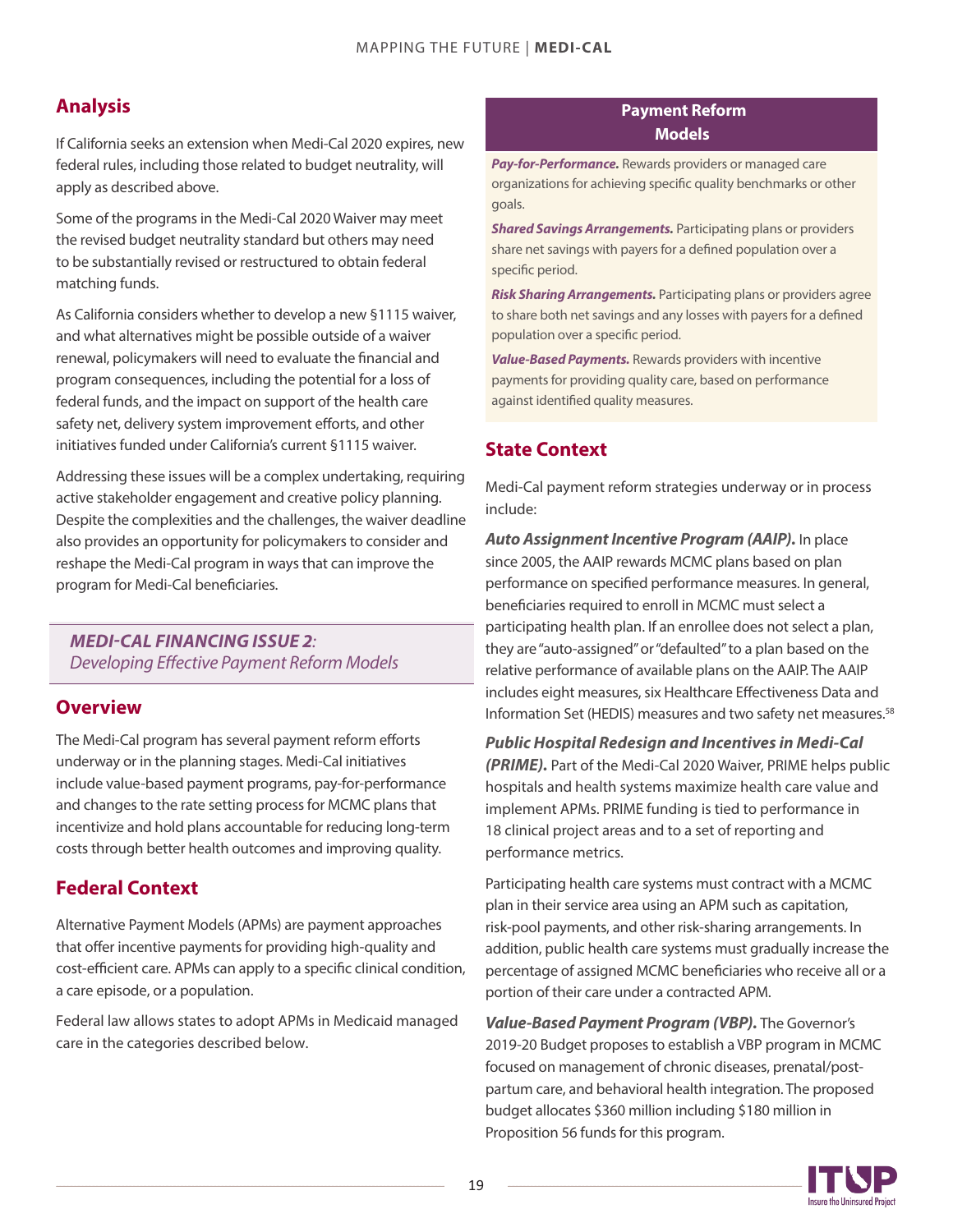## Analysis

If California seeks an extension when Medi-Cal 2020 expires, new federal rules, including those related to budget neutrality, will apply as described above.

Some of the programs in the Medi-Cal 2020 Waiver may meet the revised budget neutrality standard but others may need to be substantially revised or restructured to obtain federal matching funds.

As California considers whether to develop a new §1115 waiver, and what alternatives might be possible outside of a waiver renewal, policymakers will need to evaluate the financial and program consequences, including the potential for a loss of federal funds, and the impact on support of the health care safety net, delivery system improvement efforts, and other initiatives funded under California's current §1115 waiver.

Addressing these issues will be a complex undertaking, requiring active stakeholder engagement and creative policy planning. Despite the complexities and the challenges, the waiver deadline also provides an opportunity for policymakers to consider and reshape the Medi-Cal program in ways that can improve the program for Medi-Cal beneficiaries.

### *MEDI-CAL FINANCING ISSUE 2: Developing Effective Payment Reform Models*

## Overview

The Medi-Cal program has several payment reform efforts underway or in the planning stages. Medi-Cal initiatives include value-based payment programs, pay-for-performance and changes to the rate setting process for MCMC plans that incentivize and hold plans accountable for reducing long-term costs through better health outcomes and improving quality.

## Federal Context

Alternative Payment Models (APMs) are payment approaches that offer incentive payments for providing high-quality and cost-efficient care. APMs can apply to a specific clinical condition, a care episode, or a population.

Federal law allows states to adopt APMs in Medicaid managed care in the categories described below.

### Payment Reform Models

***Pay-for-Performance.*** Rewards providers or managed care organizations for achieving specific quality benchmarks or other goals.

***Shared Savings Arrangements.*** Participating plans or providers share net savings with payers for a defined population over a specific period.

***Risk Sharing Arrangements.*** Participating plans or providers agree to share both net savings and any losses with payers for a defined population over a specific period.

***Value-Based Payments.*** Rewards providers with incentive payments for providing quality care, based on performance against identified quality measures.

## State Context

Medi-Cal payment reform strategies underway or in process include:

***Auto Assignment Incentive Program (AAIP).*** In place since 2005, the AAIP rewards MCMC plans based on plan performance on specified performance measures. In general, beneficiaries required to enroll in MCMC must select a participating health plan. If an enrollee does not select a plan, they are "auto-assigned" or "defaulted" to a plan based on the relative performance of available plans on the AAIP. The AAIP includes eight measures, six Healthcare Effectiveness Data and Information Set (HEDIS) measures and two safety net measures.[58]

***Public Hospital Redesign and Incentives in Medi-Cal (PRIME).*** Part of the Medi-Cal 2020 Waiver, PRIME helps public hospitals and health systems maximize health care value and implement APMs. PRIME funding is tied to performance in 18 clinical project areas and to a set of reporting and performance metrics.

Participating health care systems must contract with a MCMC plan in their service area using an APM such as capitation, risk-pool payments, and other risk-sharing arrangements. In addition, public health care systems must gradually increase the percentage of assigned MCMC beneficiaries who receive all or a portion of their care under a contracted APM.

***Value-Based Payment Program (VBP).*** The Governor's 2019-20 Budget proposes to establish a VBP program in MCMC focused on management of chronic diseases, prenatal/post-partum care, and behavioral health integration. The proposed budget allocates $360 million including $180 million in Proposition 56 funds for this program.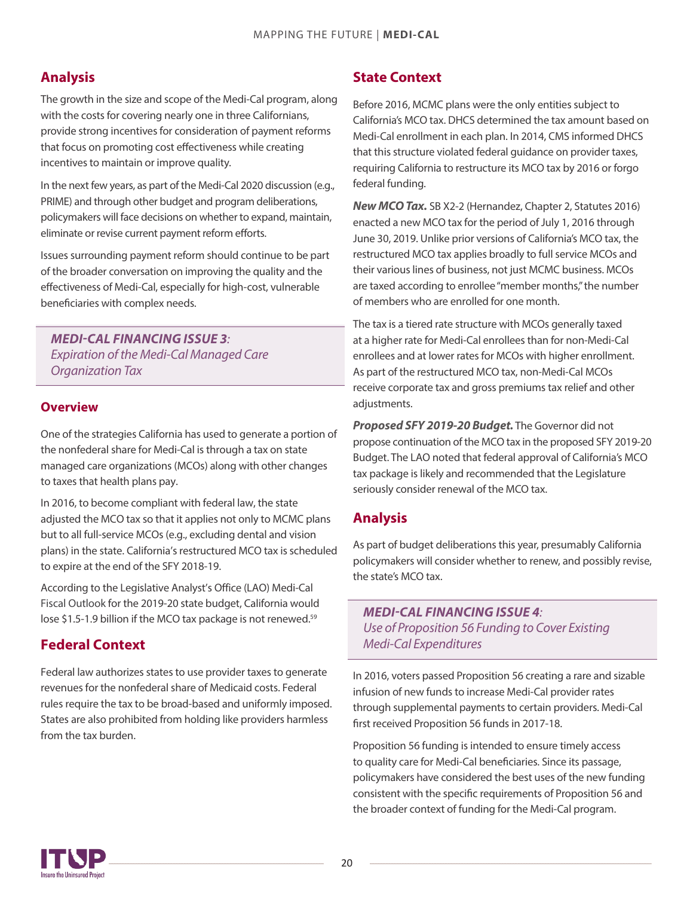## Analysis

The growth in the size and scope of the Medi-Cal program, along with the costs for covering nearly one in three Californians, provide strong incentives for consideration of payment reforms that focus on promoting cost effectiveness while creating incentives to maintain or improve quality.

In the next few years, as part of the Medi-Cal 2020 discussion (e.g., PRIME) and through other budget and program deliberations, policymakers will face decisions on whether to expand, maintain, eliminate or revise current payment reform efforts.

Issues surrounding payment reform should continue to be part of the broader conversation on improving the quality and the effectiveness of Medi-Cal, especially for high-cost, vulnerable beneficiaries with complex needs.

## *MEDI-CAL FINANCING ISSUE 3: Expiration of the Medi-Cal Managed Care Organization Tax*

### Overview

One of the strategies California has used to generate a portion of the nonfederal share for Medi-Cal is through a tax on state managed care organizations (MCOs) along with other changes to taxes that health plans pay.

In 2016, to become compliant with federal law, the state adjusted the MCO tax so that it applies not only to MCMC plans but to all full-service MCOs (e.g., excluding dental and vision plans) in the state. California's restructured MCO tax is scheduled to expire at the end of the SFY 2018-19.

According to the Legislative Analyst's Office (LAO) Medi-Cal Fiscal Outlook for the 2019-20 state budget, California would lose $1.5-1.9 billion if the MCO tax package is not renewed.[59]

## Federal Context

Federal law authorizes states to use provider taxes to generate revenues for the nonfederal share of Medicaid costs. Federal rules require the tax to be broad-based and uniformly imposed. States are also prohibited from holding like providers harmless from the tax burden.

## State Context

Before 2016, MCMC plans were the only entities subject to California's MCO tax. DHCS determined the tax amount based on Medi-Cal enrollment in each plan. In 2014, CMS informed DHCS that this structure violated federal guidance on provider taxes, requiring California to restructure its MCO tax by 2016 or forgo federal funding.

***New MCO Tax.*** SB X2-2 (Hernandez, Chapter 2, Statutes 2016) enacted a new MCO tax for the period of July 1, 2016 through June 30, 2019. Unlike prior versions of California's MCO tax, the restructured MCO tax applies broadly to full service MCOs and their various lines of business, not just MCMC business. MCOs are taxed according to enrollee "member months," the number of members who are enrolled for one month.

The tax is a tiered rate structure with MCOs generally taxed at a higher rate for Medi-Cal enrollees than for non-Medi-Cal enrollees and at lower rates for MCOs with higher enrollment. As part of the restructured MCO tax, non-Medi-Cal MCOs receive corporate tax and gross premiums tax relief and other adjustments.

***Proposed SFY 2019-20 Budget.*** The Governor did not propose continuation of the MCO tax in the proposed SFY 2019-20 Budget. The LAO noted that federal approval of California's MCO tax package is likely and recommended that the Legislature seriously consider renewal of the MCO tax.

## Analysis

As part of budget deliberations this year, presumably California policymakers will consider whether to renew, and possibly revise, the state's MCO tax.

## *MEDI-CAL FINANCING ISSUE 4: Use of Proposition 56 Funding to Cover Existing Medi-Cal Expenditures*

In 2016, voters passed Proposition 56 creating a rare and sizable infusion of new funds to increase Medi-Cal provider rates through supplemental payments to certain providers. Medi-Cal first received Proposition 56 funds in 2017-18.

Proposition 56 funding is intended to ensure timely access to quality care for Medi-Cal beneficiaries. Since its passage, policymakers have considered the best uses of the new funding consistent with the specific requirements of Proposition 56 and the broader context of funding for the Medi-Cal program.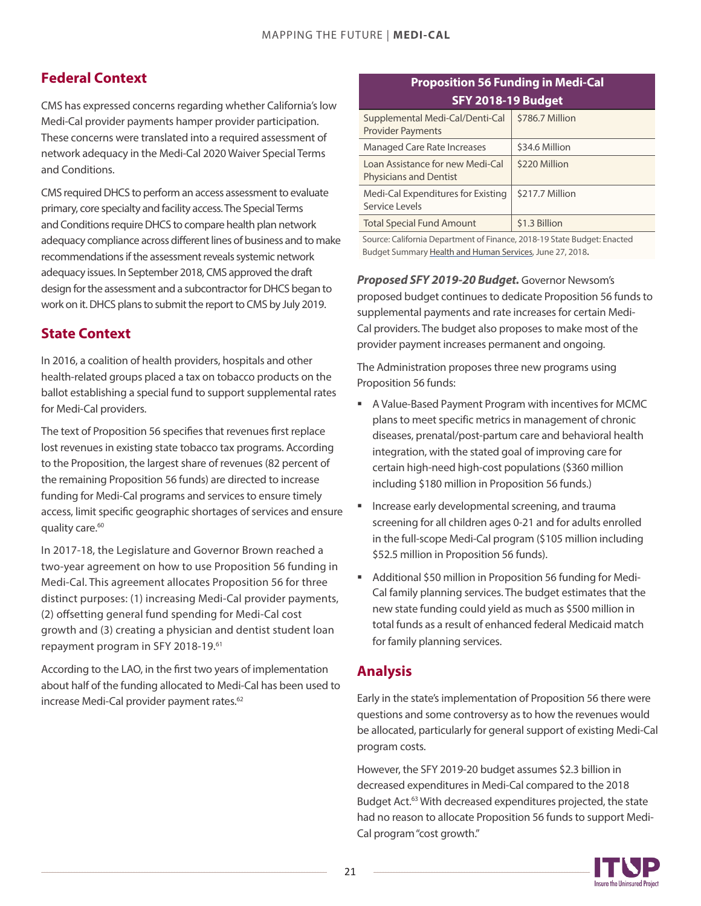## Federal Context

CMS has expressed concerns regarding whether California's low Medi-Cal provider payments hamper provider participation. These concerns were translated into a required assessment of network adequacy in the Medi-Cal 2020 Waiver Special Terms and Conditions.

CMS required DHCS to perform an access assessment to evaluate primary, core specialty and facility access. The Special Terms and Conditions require DHCS to compare health plan network adequacy compliance across different lines of business and to make recommendations if the assessment reveals systemic network adequacy issues. In September 2018, CMS approved the draft design for the assessment and a subcontractor for DHCS began to work on it. DHCS plans to submit the report to CMS by July 2019.

## State Context

In 2016, a coalition of health providers, hospitals and other health-related groups placed a tax on tobacco products on the ballot establishing a special fund to support supplemental rates for Medi-Cal providers.

The text of Proposition 56 specifies that revenues first replace lost revenues in existing state tobacco tax programs. According to the Proposition, the largest share of revenues (82 percent of the remaining Proposition 56 funds) are directed to increase funding for Medi-Cal programs and services to ensure timely access, limit specific geographic shortages of services and ensure quality care.[60]

In 2017-18, the Legislature and Governor Brown reached a two-year agreement on how to use Proposition 56 funding in Medi-Cal. This agreement allocates Proposition 56 for three distinct purposes: (1) increasing Medi-Cal provider payments, (2) offsetting general fund spending for Medi-Cal cost growth and (3) creating a physician and dentist student loan repayment program in SFY 2018-19.[61]

According to the LAO, in the first two years of implementation about half of the funding allocated to Medi-Cal has been used to increase Medi-Cal provider payment rates.[62]

| Proposition 56 Funding in Medi-Cal SFY 2018-19 Budget | |
|---|---|
| Supplemental Medi-Cal/Denti-Cal Provider Payments | $786.7 Million |
| Managed Care Rate Increases | $34.6 Million |
| Loan Assistance for new Medi-Cal Physicians and Dentist | $220 Million |
| Medi-Cal Expenditures for Existing Service Levels | $217.7 Million |
| Total Special Fund Amount | $1.3 Billion |

Source: California Department of Finance, 2018-19 State Budget: Enacted Budget Summary Health and Human Services, June 27, 2018.

***Proposed SFY 2019-20 Budget.*** Governor Newsom's proposed budget continues to dedicate Proposition 56 funds to supplemental payments and rate increases for certain Medi-Cal providers. The budget also proposes to make most of the provider payment increases permanent and ongoing.

The Administration proposes three new programs using Proposition 56 funds:

- A Value-Based Payment Program with incentives for MCMC plans to meet specific metrics in management of chronic diseases, prenatal/post-partum care and behavioral health integration, with the stated goal of improving care for certain high-need high-cost populations ($360 million including $180 million in Proposition 56 funds.)
- Increase early developmental screening, and trauma screening for all children ages 0-21 and for adults enrolled in the full-scope Medi-Cal program ($105 million including $52.5 million in Proposition 56 funds).
- Additional $50 million in Proposition 56 funding for Medi-Cal family planning services. The budget estimates that the new state funding could yield as much as $500 million in total funds as a result of enhanced federal Medicaid match for family planning services.

## Analysis

Early in the state's implementation of Proposition 56 there were questions and some controversy as to how the revenues would be allocated, particularly for general support of existing Medi-Cal program costs.

However, the SFY 2019-20 budget assumes $2.3 billion in decreased expenditures in Medi-Cal compared to the 2018 Budget Act.[63] With decreased expenditures projected, the state had no reason to allocate Proposition 56 funds to support Medi-Cal program "cost growth."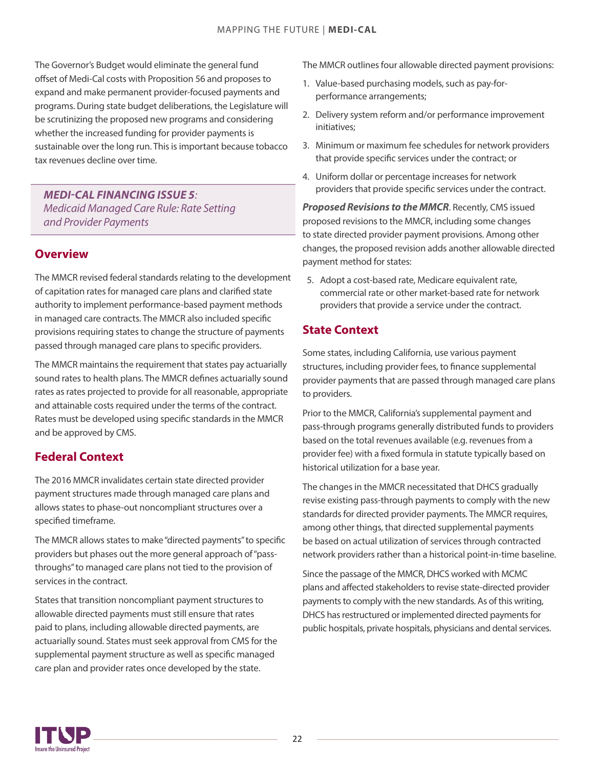The Governor's Budget would eliminate the general fund offset of Medi-Cal costs with Proposition 56 and proposes to expand and make permanent provider-focused payments and programs. During state budget deliberations, the Legislature will be scrutinizing the proposed new programs and considering whether the increased funding for provider payments is sustainable over the long run. This is important because tobacco tax revenues decline over time.

### ***MEDI-CAL FINANCING ISSUE 5**: Medicaid Managed Care Rule: Rate Setting and Provider Payments*

## Overview

The MMCR revised federal standards relating to the development of capitation rates for managed care plans and clarified state authority to implement performance-based payment methods in managed care contracts. The MMCR also included specific provisions requiring states to change the structure of payments passed through managed care plans to specific providers.

The MMCR maintains the requirement that states pay actuarially sound rates to health plans. The MMCR defines actuarially sound rates as rates projected to provide for all reasonable, appropriate and attainable costs required under the terms of the contract. Rates must be developed using specific standards in the MMCR and be approved by CMS.

## Federal Context

The 2016 MMCR invalidates certain state directed provider payment structures made through managed care plans and allows states to phase-out noncompliant structures over a specified timeframe.

The MMCR allows states to make "directed payments" to specific providers but phases out the more general approach of "pass-throughs" to managed care plans not tied to the provision of services in the contract.

States that transition noncompliant payment structures to allowable directed payments must still ensure that rates paid to plans, including allowable directed payments, are actuarially sound. States must seek approval from CMS for the supplemental payment structure as well as specific managed care plan and provider rates once developed by the state.

The MMCR outlines four allowable directed payment provisions:

1. Value-based purchasing models, such as pay-for-performance arrangements;
2. Delivery system reform and/or performance improvement initiatives;
3. Minimum or maximum fee schedules for network providers that provide specific services under the contract; or
4. Uniform dollar or percentage increases for network providers that provide specific services under the contract.

***Proposed Revisions to the MMCR***. Recently, CMS issued proposed revisions to the MMCR, including some changes to state directed provider payment provisions. Among other changes, the proposed revision adds another allowable directed payment method for states:

5. Adopt a cost-based rate, Medicare equivalent rate, commercial rate or other market-based rate for network providers that provide a service under the contract.

## State Context

Some states, including California, use various payment structures, including provider fees, to finance supplemental provider payments that are passed through managed care plans to providers.

Prior to the MMCR, California's supplemental payment and pass-through programs generally distributed funds to providers based on the total revenues available (e.g. revenues from a provider fee) with a fixed formula in statute typically based on historical utilization for a base year.

The changes in the MMCR necessitated that DHCS gradually revise existing pass-through payments to comply with the new standards for directed provider payments. The MMCR requires, among other things, that directed supplemental payments be based on actual utilization of services through contracted network providers rather than a historical point-in-time baseline.

Since the passage of the MMCR, DHCS worked with MCMC plans and affected stakeholders to revise state-directed provider payments to comply with the new standards. As of this writing, DHCS has restructured or implemented directed payments for public hospitals, private hospitals, physicians and dental services.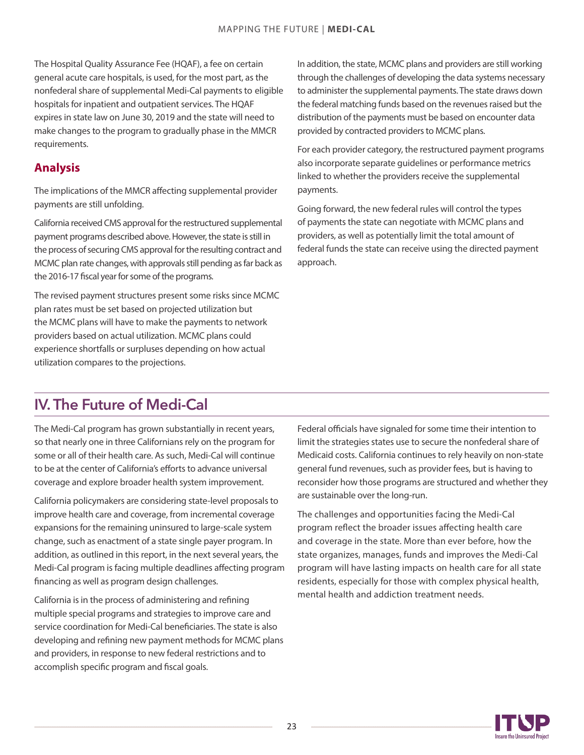The Hospital Quality Assurance Fee (HQAF), a fee on certain general acute care hospitals, is used, for the most part, as the nonfederal share of supplemental Medi-Cal payments to eligible hospitals for inpatient and outpatient services. The HQAF expires in state law on June 30, 2019 and the state will need to make changes to the program to gradually phase in the MMCR requirements.

### Analysis

The implications of the MMCR affecting supplemental provider payments are still unfolding.

California received CMS approval for the restructured supplemental payment programs described above. However, the state is still in the process of securing CMS approval for the resulting contract and MCMC plan rate changes, with approvals still pending as far back as the 2016-17 fiscal year for some of the programs.

The revised payment structures present some risks since MCMC plan rates must be set based on projected utilization but the MCMC plans will have to make the payments to network providers based on actual utilization. MCMC plans could experience shortfalls or surpluses depending on how actual utilization compares to the projections.

In addition, the state, MCMC plans and providers are still working through the challenges of developing the data systems necessary to administer the supplemental payments. The state draws down the federal matching funds based on the revenues raised but the distribution of the payments must be based on encounter data provided by contracted providers to MCMC plans.

For each provider category, the restructured payment programs also incorporate separate guidelines or performance metrics linked to whether the providers receive the supplemental payments.

Going forward, the new federal rules will control the types of payments the state can negotiate with MCMC plans and providers, as well as potentially limit the total amount of federal funds the state can receive using the directed payment approach.

## IV. The Future of Medi-Cal

The Medi-Cal program has grown substantially in recent years, so that nearly one in three Californians rely on the program for some or all of their health care. As such, Medi-Cal will continue to be at the center of California's efforts to advance universal coverage and explore broader health system improvement.

California policymakers are considering state-level proposals to improve health care and coverage, from incremental coverage expansions for the remaining uninsured to large-scale system change, such as enactment of a state single payer program. In addition, as outlined in this report, in the next several years, the Medi-Cal program is facing multiple deadlines affecting program financing as well as program design challenges.

California is in the process of administering and refining multiple special programs and strategies to improve care and service coordination for Medi-Cal beneficiaries. The state is also developing and refining new payment methods for MCMC plans and providers, in response to new federal restrictions and to accomplish specific program and fiscal goals.

Federal officials have signaled for some time their intention to limit the strategies states use to secure the nonfederal share of Medicaid costs. California continues to rely heavily on non-state general fund revenues, such as provider fees, but is having to reconsider how those programs are structured and whether they are sustainable over the long-run.

The challenges and opportunities facing the Medi-Cal program reflect the broader issues affecting health care and coverage in the state. More than ever before, how the state organizes, manages, funds and improves the Medi-Cal program will have lasting impacts on health care for all state residents, especially for those with complex physical health, mental health and addiction treatment needs.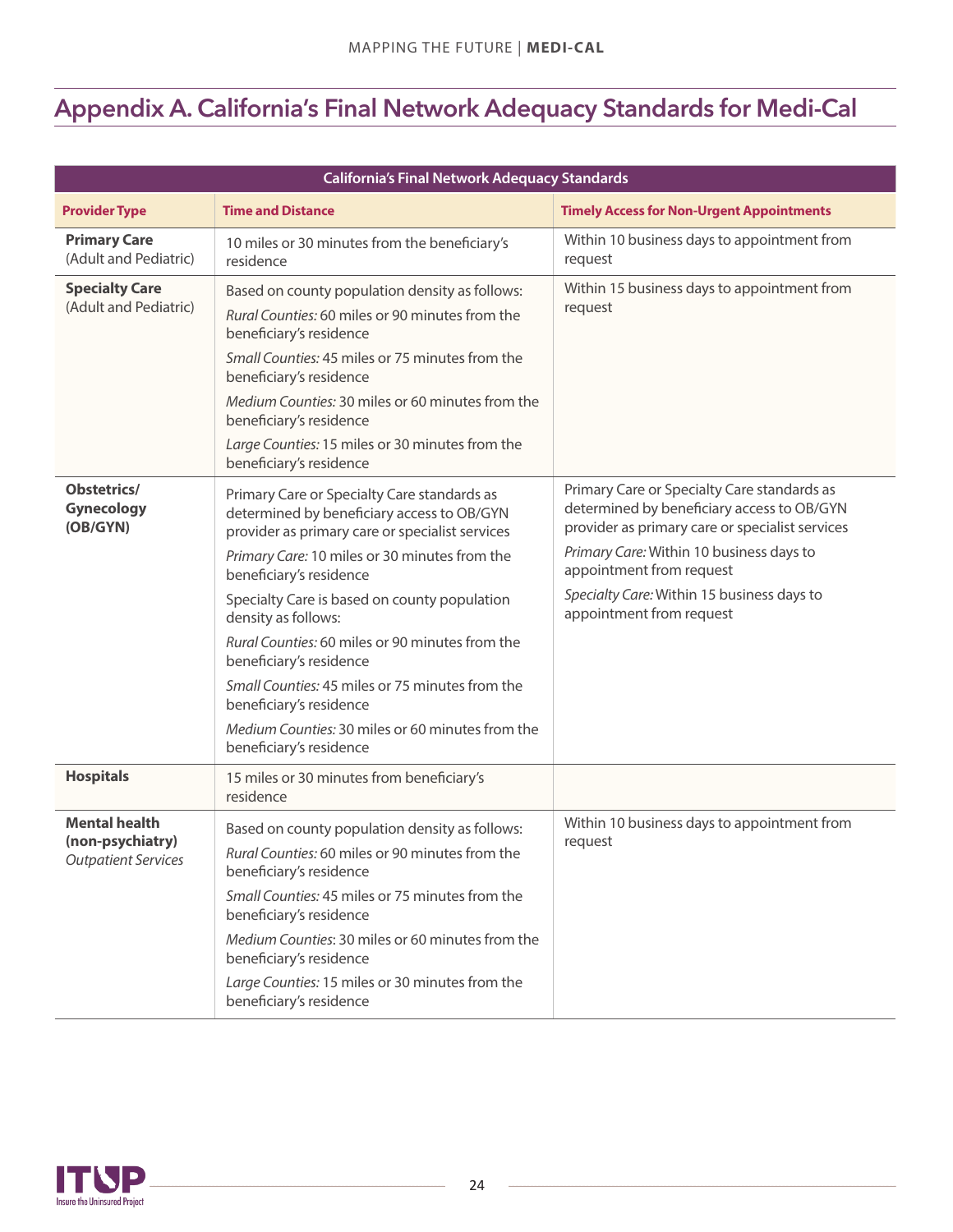# Appendix A. California's Final Network Adequacy Standards for Medi-Cal

| California's Final Network Adequacy Standards | | |
|---|---|---|
| **Provider Type** | **Time and Distance** | **Timely Access for Non-Urgent Appointments** |
| **Primary Care** (Adult and Pediatric) | 10 miles or 30 minutes from the beneficiary's residence | Within 10 business days to appointment from request |
| **Specialty Care** (Adult and Pediatric) | Based on county population density as follows:<br>*Rural Counties:* 60 miles or 90 minutes from the beneficiary's residence<br>*Small Counties:* 45 miles or 75 minutes from the beneficiary's residence<br>*Medium Counties:* 30 miles or 60 minutes from the beneficiary's residence<br>*Large Counties:* 15 miles or 30 minutes from the beneficiary's residence | Within 15 business days to appointment from request |
| **Obstetrics/ Gynecology (OB/GYN)** | Primary Care or Specialty Care standards as determined by beneficiary access to OB/GYN provider as primary care or specialist services<br>*Primary Care:* 10 miles or 30 minutes from the beneficiary's residence<br>Specialty Care is based on county population density as follows:<br>*Rural Counties:* 60 miles or 90 minutes from the beneficiary's residence<br>*Small Counties:* 45 miles or 75 minutes from the beneficiary's residence<br>*Medium Counties:* 30 miles or 60 minutes from the beneficiary's residence | Primary Care or Specialty Care standards as determined by beneficiary access to OB/GYN provider as primary care or specialist services<br>*Primary Care:* Within 10 business days to appointment from request<br>*Specialty Care:* Within 15 business days to appointment from request |
| **Hospitals** | 15 miles or 30 minutes from beneficiary's residence | |
| **Mental health (non-psychiatry)** *Outpatient Services* | Based on county population density as follows:<br>*Rural Counties:* 60 miles or 90 minutes from the beneficiary's residence<br>*Small Counties:* 45 miles or 75 minutes from the beneficiary's residence<br>*Medium Counties*: 30 miles or 60 minutes from the beneficiary's residence<br>*Large Counties:* 15 miles or 30 minutes from the beneficiary's residence | Within 10 business days to appointment from request |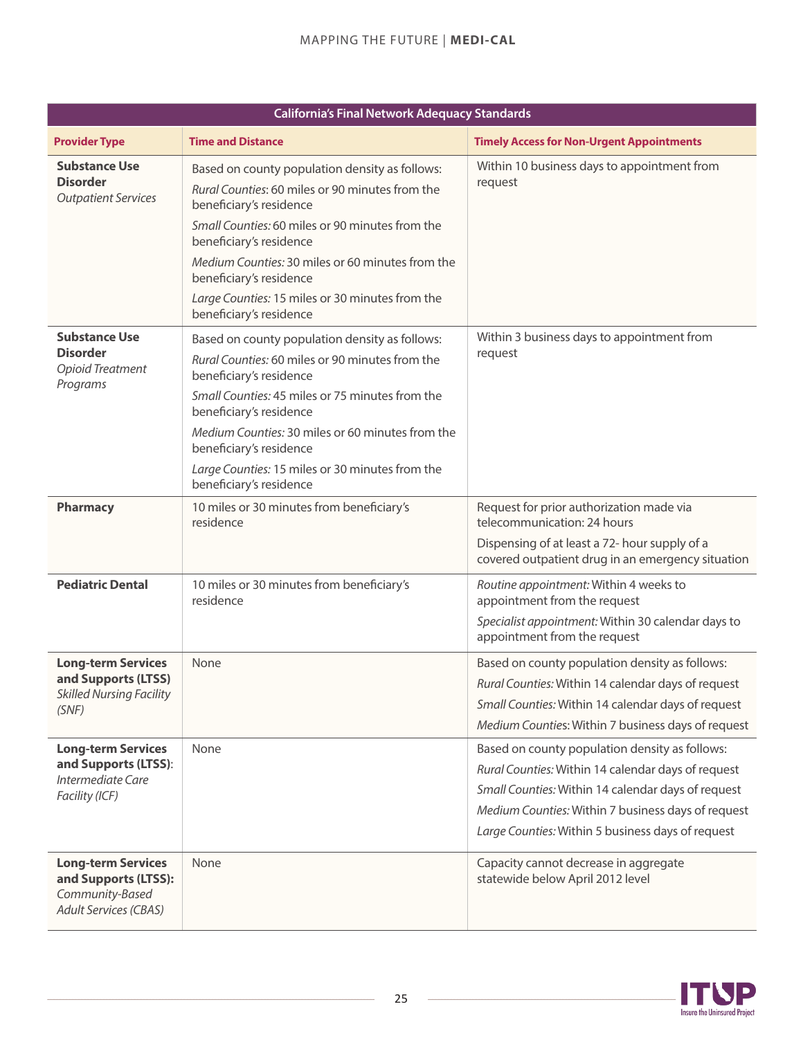| California's Final Network Adequacy Standards | | |
|---|---|---|
| **Provider Type** | **Time and Distance** | **Timely Access for Non-Urgent Appointments** |
| **Substance Use Disorder** *Outpatient Services* | Based on county population density as follows:<br>*Rural Counties*: 60 miles or 90 minutes from the beneficiary's residence<br>*Small Counties:* 60 miles or 90 minutes from the beneficiary's residence<br>*Medium Counties:* 30 miles or 60 minutes from the beneficiary's residence<br>*Large Counties:* 15 miles or 30 minutes from the beneficiary's residence | Within 10 business days to appointment from request |
| **Substance Use Disorder** *Opioid Treatment Programs* | Based on county population density as follows:<br>*Rural Counties:* 60 miles or 90 minutes from the beneficiary's residence<br>*Small Counties:* 45 miles or 75 minutes from the beneficiary's residence<br>*Medium Counties:* 30 miles or 60 minutes from the beneficiary's residence<br>*Large Counties:* 15 miles or 30 minutes from the beneficiary's residence | Within 3 business days to appointment from request |
| **Pharmacy** | 10 miles or 30 minutes from beneficiary's residence | Request for prior authorization made via telecommunication: 24 hours<br>Dispensing of at least a 72- hour supply of a covered outpatient drug in an emergency situation |
| **Pediatric Dental** | 10 miles or 30 minutes from beneficiary's residence | *Routine appointment:* Within 4 weeks to appointment from the request<br>*Specialist appointment:* Within 30 calendar days to appointment from the request |
| **Long-term Services and Supports (LTSS)** *Skilled Nursing Facility (SNF)* | None | Based on county population density as follows:<br>*Rural Counties:* Within 14 calendar days of request<br>*Small Counties:* Within 14 calendar days of request<br>*Medium Counties*: Within 7 business days of request |
| **Long-term Services and Supports (LTSS)**: *Intermediate Care Facility (ICF)* | None | Based on county population density as follows:<br>*Rural Counties:* Within 14 calendar days of request<br>*Small Counties:* Within 14 calendar days of request<br>*Medium Counties:* Within 7 business days of request<br>*Large Counties:* Within 5 business days of request |
| **Long-term Services and Supports (LTSS):** *Community-Based Adult Services (CBAS)* | None | Capacity cannot decrease in aggregate statewide below April 2012 level |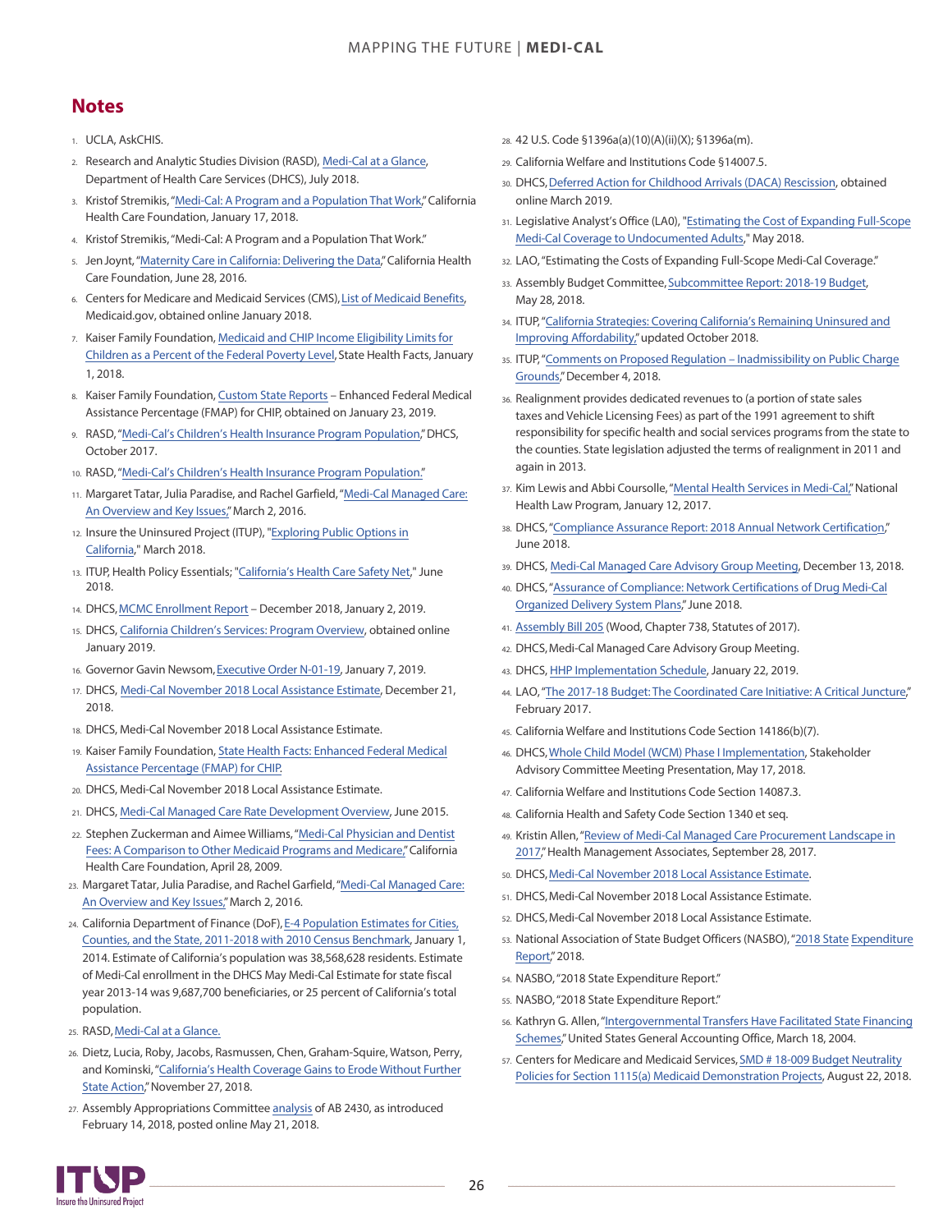# Notes

1. UCLA, AskCHIS.
2. Research and Analytic Studies Division (RASD), Medi-Cal at a Glance, Department of Health Care Services (DHCS), July 2018.
3. Kristof Stremikis, "Medi-Cal: A Program and a Population That Work," California Health Care Foundation, January 17, 2018.
4. Kristof Stremikis, "Medi-Cal: A Program and a Population That Work."
5. Jen Joynt, "Maternity Care in California: Delivering the Data," California Health Care Foundation, June 28, 2016.
6. Centers for Medicare and Medicaid Services (CMS), List of Medicaid Benefits, Medicaid.gov, obtained online January 2018.
7. Kaiser Family Foundation, Medicaid and CHIP Income Eligibility Limits for Children as a Percent of the Federal Poverty Level, State Health Facts, January 1, 2018.
8. Kaiser Family Foundation, Custom State Reports – Enhanced Federal Medical Assistance Percentage (FMAP) for CHIP, obtained on January 23, 2019.
9. RASD, "Medi-Cal's Children's Health Insurance Program Population," DHCS, October 2017.
10. RASD, "Medi-Cal's Children's Health Insurance Program Population."
11. Margaret Tatar, Julia Paradise, and Rachel Garfield, "Medi-Cal Managed Care: An Overview and Key Issues," March 2, 2016.
12. Insure the Uninsured Project (ITUP), "Exploring Public Options in California," March 2018.
13. ITUP, Health Policy Essentials; "California's Health Care Safety Net," June 2018.
14. DHCS, MCMC Enrollment Report – December 2018, January 2, 2019.
15. DHCS, California Children's Services: Program Overview, obtained online January 2019.
16. Governor Gavin Newsom, Executive Order N-01-19, January 7, 2019.
17. DHCS, Medi-Cal November 2018 Local Assistance Estimate, December 21, 2018.
18. DHCS, Medi-Cal November 2018 Local Assistance Estimate.
19. Kaiser Family Foundation, State Health Facts: Enhanced Federal Medical Assistance Percentage (FMAP) for CHIP.
20. DHCS, Medi-Cal November 2018 Local Assistance Estimate.
21. DHCS, Medi-Cal Managed Care Rate Development Overview, June 2015.
22. Stephen Zuckerman and Aimee Williams, "Medi-Cal Physician and Dentist Fees: A Comparison to Other Medicaid Programs and Medicare," California Health Care Foundation, April 28, 2009.
23. Margaret Tatar, Julia Paradise, and Rachel Garfield, "Medi-Cal Managed Care: An Overview and Key Issues," March 2, 2016.
24. California Department of Finance (DoF), E-4 Population Estimates for Cities, Counties, and the State, 2011-2018 with 2010 Census Benchmark, January 1, 2014. Estimate of California's population was 38,568,628 residents. Estimate of Medi-Cal enrollment in the DHCS May Medi-Cal Estimate for state fiscal year 2013-14 was 9,687,700 beneficiaries, or 25 percent of California's total population.
25. RASD, Medi-Cal at a Glance.
26. Dietz, Lucia, Roby, Jacobs, Rasmussen, Chen, Graham-Squire, Watson, Perry, and Kominski, "California's Health Coverage Gains to Erode Without Further State Action," November 27, 2018.
27. Assembly Appropriations Committee analysis of AB 2430, as introduced February 14, 2018, posted online May 21, 2018.
28. 42 U.S. Code §1396a(a)(10)(A)(ii)(X); §1396a(m).
29. California Welfare and Institutions Code §14007.5.
30. DHCS, Deferred Action for Childhood Arrivals (DACA) Rescission, obtained online March 2019.
31. Legislative Analyst's Office (LAO), "Estimating the Cost of Expanding Full-Scope Medi-Cal Coverage to Undocumented Adults," May 2018.
32. LAO, "Estimating the Costs of Expanding Full-Scope Medi-Cal Coverage."
33. Assembly Budget Committee, Subcommittee Report: 2018-19 Budget, May 28, 2018.
34. ITUP, "California Strategies: Covering California's Remaining Uninsured and Improving Affordability," updated October 2018.
35. ITUP, "Comments on Proposed Regulation – Inadmissibility on Public Charge Grounds," December 4, 2018.
36. Realignment provides dedicated revenues to (a portion of state sales taxes and Vehicle Licensing Fees) as part of the 1991 agreement to shift responsibility for specific health and social services programs from the state to the counties. State legislation adjusted the terms of realignment in 2011 and again in 2013.
37. Kim Lewis and Abbi Coursolle, "Mental Health Services in Medi-Cal," National Health Law Program, January 12, 2017.
38. DHCS, "Compliance Assurance Report: 2018 Annual Network Certification," June 2018.
39. DHCS, Medi-Cal Managed Care Advisory Group Meeting, December 13, 2018.
40. DHCS, "Assurance of Compliance: Network Certifications of Drug Medi-Cal Organized Delivery System Plans," June 2018.
41. Assembly Bill 205 (Wood, Chapter 738, Statutes of 2017).
42. DHCS, Medi-Cal Managed Care Advisory Group Meeting.
43. DHCS, HHP Implementation Schedule, January 22, 2019.
44. LAO, "The 2017-18 Budget: The Coordinated Care Initiative: A Critical Juncture," February 2017.
45. California Welfare and Institutions Code Section 14186(b)(7).
46. DHCS, Whole Child Model (WCM) Phase I Implementation, Stakeholder Advisory Committee Meeting Presentation, May 17, 2018.
47. California Welfare and Institutions Code Section 14087.3.
48. California Health and Safety Code Section 1340 et seq.
49. Kristin Allen, "Review of Medi-Cal Managed Care Procurement Landscape in 2017," Health Management Associates, September 28, 2017.
50. DHCS, Medi-Cal November 2018 Local Assistance Estimate.
51. DHCS, Medi-Cal November 2018 Local Assistance Estimate.
52. DHCS, Medi-Cal November 2018 Local Assistance Estimate.
53. National Association of State Budget Officers (NASBO), "2018 State Expenditure Report," 2018.
54. NASBO, "2018 State Expenditure Report."
55. NASBO, "2018 State Expenditure Report."
56. Kathryn G. Allen, "Intergovernmental Transfers Have Facilitated State Financing Schemes," United States General Accounting Office, March 18, 2004.
57. Centers for Medicare and Medicaid Services, SMD # 18-009 Budget Neutrality Policies for Section 1115(a) Medicaid Demonstration Projects, August 22, 2018.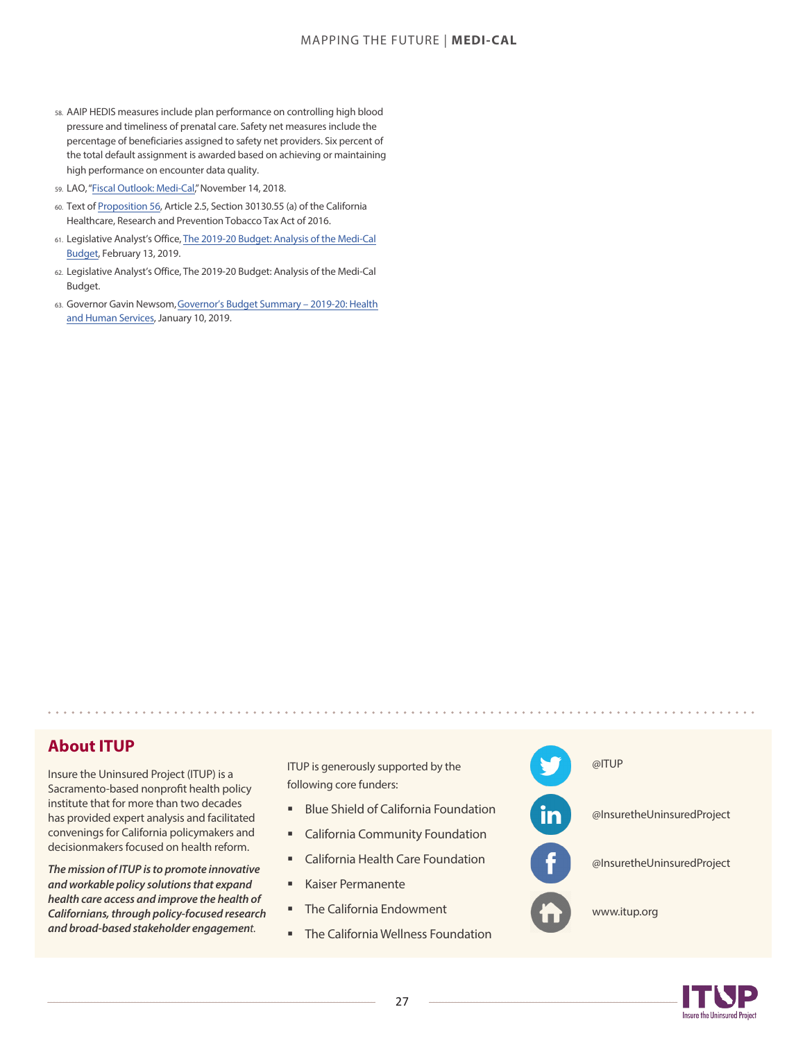58. AAIP HEDIS measures include plan performance on controlling high blood pressure and timeliness of prenatal care. Safety net measures include the percentage of beneficiaries assigned to safety net providers. Six percent of the total default assignment is awarded based on achieving or maintaining high performance on encounter data quality.
59. LAO, "Fiscal Outlook: Medi-Cal," November 14, 2018.
60. Text of Proposition 56, Article 2.5, Section 30130.55 (a) of the California Healthcare, Research and Prevention Tobacco Tax Act of 2016.
61. Legislative Analyst's Office, The 2019-20 Budget: Analysis of the Medi-Cal Budget, February 13, 2019.
62. Legislative Analyst's Office, The 2019-20 Budget: Analysis of the Medi-Cal Budget.
63. Governor Gavin Newsom, Governor's Budget Summary – 2019-20: Health and Human Services, January 10, 2019.

## About ITUP

Insure the Uninsured Project (ITUP) is a Sacramento-based nonprofit health policy institute that for more than two decades has provided expert analysis and facilitated convenings for California policymakers and decisionmakers focused on health reform.

***The mission of ITUP is to promote innovative and workable policy solutions that expand health care access and improve the health of Californians, through policy-focused research and broad-based stakeholder engagement.***

ITUP is generously supported by the following core funders:

- Blue Shield of California Foundation
- California Community Foundation
- California Health Care Foundation
- Kaiser Permanente
- The California Endowment
- The California Wellness Foundation

@ITUP

@InsuretheUninsuredProject

@InsuretheUninsuredProject

www.itup.org